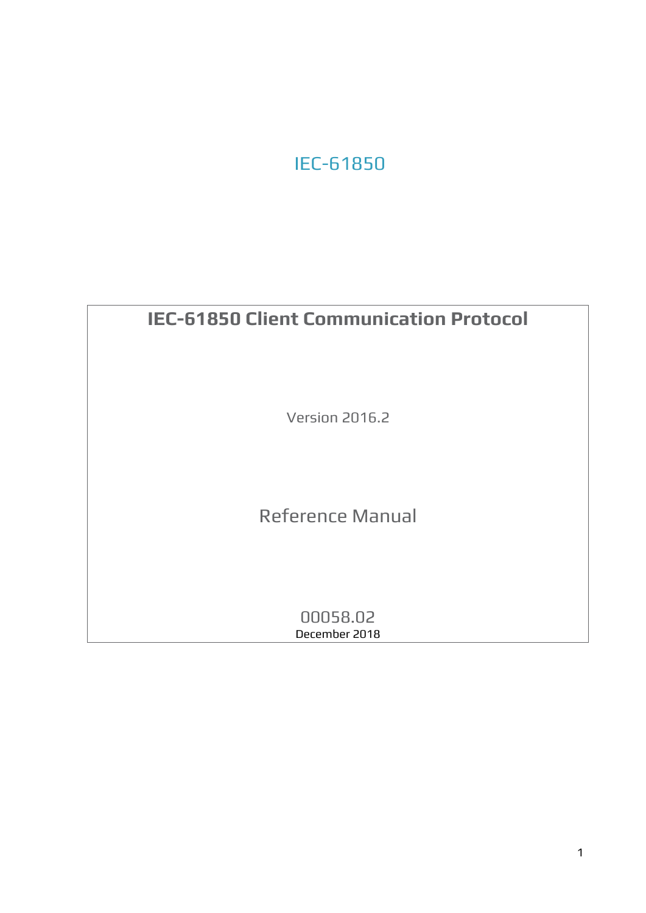IEC-61850

# IEC-61850 Client Communication Protocol

Version 2016.2

Reference Manual

00058.02

December 2018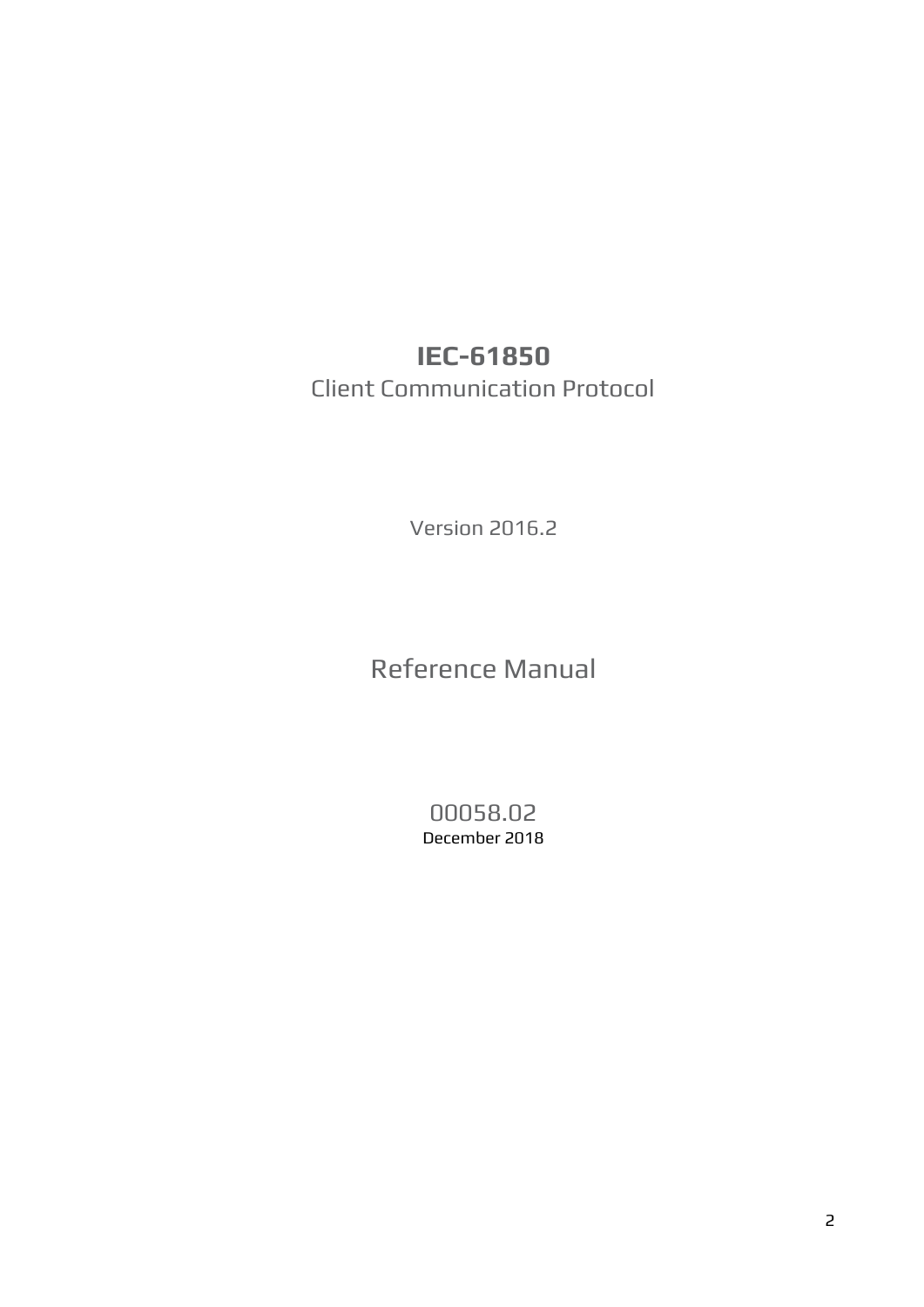# IEC-61850

Client Communication Protocol

Version 2016.2

Reference Manual

00058.02

December 2018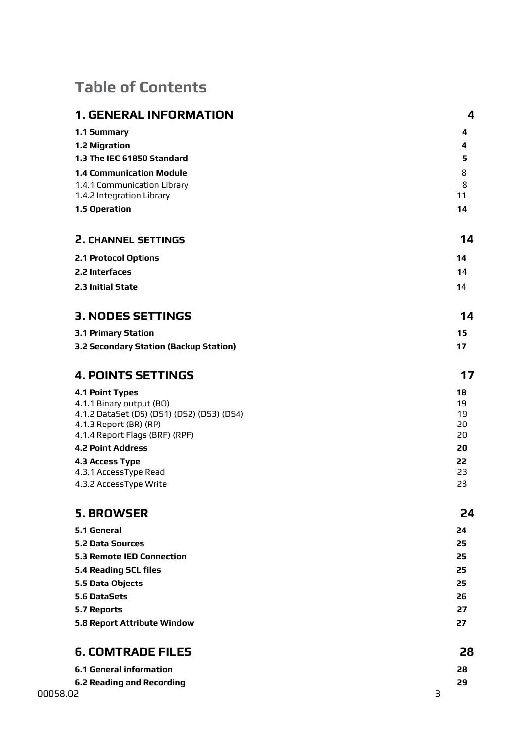# Table of Contents

**1. GENERAL INFORMATION** 4

**1.1 Summary** 4

**1.2 Migration** 4

**1.3 The IEC 61850 Standard** 5

**1.4 Communication Module** 8

1.4.1 Communication Library 8

1.4.2 Integration Library 11

**1.5 Operation** 14

**2. CHANNEL SETTINGS** 14

**2.1 Protocol Options** 14

**2.2 Interfaces** 14

**2.3 Initial State** 14

**3. NODES SETTINGS** 14

**3.1 Primary Station** 15

**3.2 Secondary Station (Backup Station)** 17

**4. POINTS SETTINGS** 17

**4.1 Point Types** 18

4.1.1 Binary output (BO) 19

4.1.2 DataSet (DS) (DS1) (DS2) (DS3) (DS4) 19

4.1.3 Report (BR) (RP) 20

4.1.4 Report Flags (BRF) (RPF) 20

**4.2 Point Address** 20

**4.3 Access Type** 22

4.3.1 AccessType Read 23

4.3.2 AccessType Write 23

**5. BROWSER** 24

**5.1 General** 24

**5.2 Data Sources** 25

**5.3 Remote IED Connection** 25

**5.4 Reading SCL files** 25

**5.5 Data Objects** 25

**5.6 DataSets** 26

**5.7 Reports** 27

**5.8 Report Attribute Window** 27

**6. COMTRADE FILES** 28

**6.1 General information** 28

**6.2 Reading and Recording** 29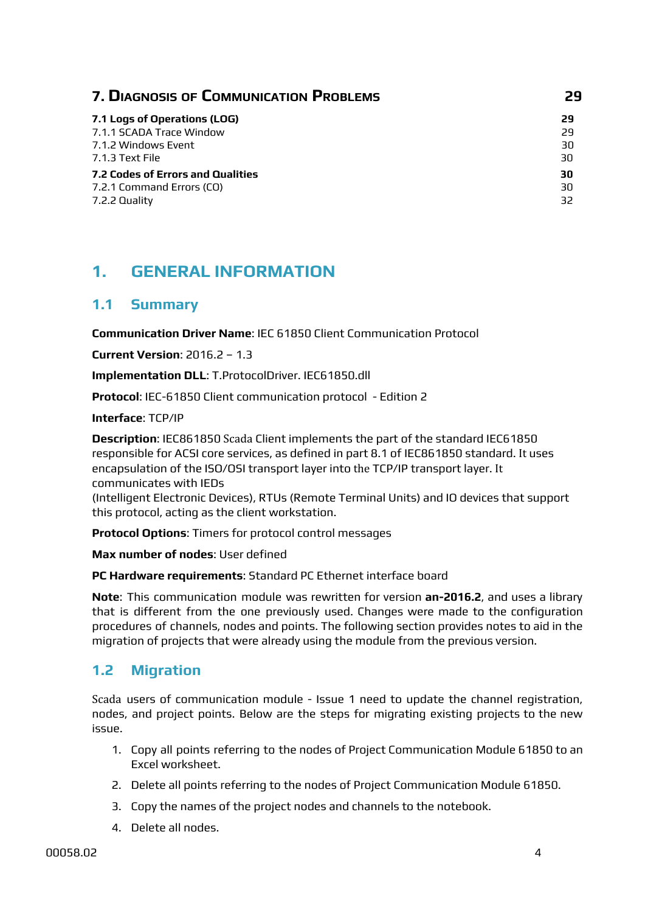**7. Diagnosis of Communication Problems** **29**

**7.1 Logs of Operations (LOG)** **29**
7.1.1 SCADA Trace Window 29
7.1.2 Windows Event 30
7.1.3 Text File 30
**7.2 Codes of Errors and Qualities** **30**
7.2.1 Command Errors (CO) 30
7.2.2 Quality 32

# 1. GENERAL INFORMATION

## 1.1 Summary

**Communication Driver Name**: IEC 61850 Client Communication Protocol

**Current Version**: 2016.2 – 1.3

**Implementation DLL**: T.ProtocolDriver. IEC61850.dll

**Protocol**: IEC-61850 Client communication protocol - Edition 2

**Interface**: TCP/IP

**Description**: IEC861850 Scada Client implements the part of the standard IEC61850 responsible for ACSI core services, as defined in part 8.1 of IEC861850 standard. It uses encapsulation of the ISO/OSI transport layer into the TCP/IP transport layer. It communicates with IEDs
(Intelligent Electronic Devices), RTUs (Remote Terminal Units) and IO devices that support this protocol, acting as the client workstation.

**Protocol Options**: Timers for protocol control messages

**Max number of nodes**: User defined

**PC Hardware requirements**: Standard PC Ethernet interface board

**Note**: This communication module was rewritten for version **an-2016.2**, and uses a library that is different from the one previously used. Changes were made to the configuration procedures of channels, nodes and points. The following section provides notes to aid in the migration of projects that were already using the module from the previous version.

## 1.2 Migration

Scada users of communication module - Issue 1 need to update the channel registration, nodes, and project points. Below are the steps for migrating existing projects to the new issue.

1. Copy all points referring to the nodes of Project Communication Module 61850 to an Excel worksheet.
2. Delete all points referring to the nodes of Project Communication Module 61850.
3. Copy the names of the project nodes and channels to the notebook.
4. Delete all nodes.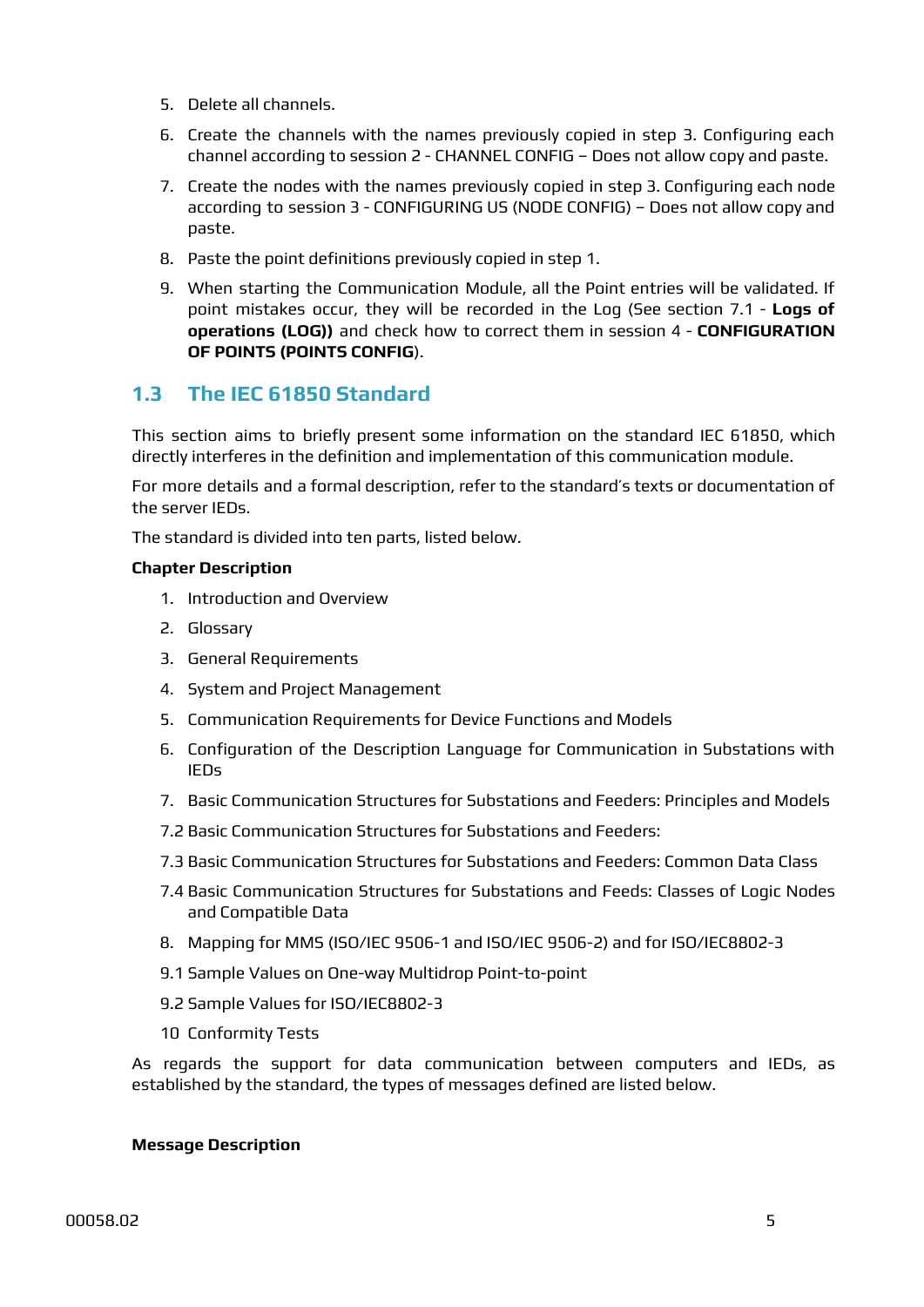5. Delete all channels.
6. Create the channels with the names previously copied in step 3. Configuring each channel according to session 2 - CHANNEL CONFIG – Does not allow copy and paste.
7. Create the nodes with the names previously copied in step 3. Configuring each node according to session 3 - CONFIGURING US (NODE CONFIG) – Does not allow copy and paste.
8. Paste the point definitions previously copied in step 1.
9. When starting the Communication Module, all the Point entries will be validated. If point mistakes occur, they will be recorded in the Log (See section 7.1 - **Logs of operations (LOG))** and check how to correct them in session 4 - **CONFIGURATION OF POINTS (POINTS CONFIG**).

## 1.3 The IEC 61850 Standard

This section aims to briefly present some information on the standard IEC 61850, which directly interferes in the definition and implementation of this communication module.

For more details and a formal description, refer to the standard's texts or documentation of the server IEDs.

The standard is divided into ten parts, listed below.

**Chapter Description**

1. Introduction and Overview
2. Glossary
3. General Requirements
4. System and Project Management
5. Communication Requirements for Device Functions and Models
6. Configuration of the Description Language for Communication in Substations with IEDs
7. Basic Communication Structures for Substations and Feeders: Principles and Models

7.2 Basic Communication Structures for Substations and Feeders:

7.3 Basic Communication Structures for Substations and Feeders: Common Data Class

7.4 Basic Communication Structures for Substations and Feeds: Classes of Logic Nodes and Compatible Data

8. Mapping for MMS (ISO/IEC 9506-1 and ISO/IEC 9506-2) and for ISO/IEC8802-3

9.1 Sample Values on One-way Multidrop Point-to-point

9.2 Sample Values for ISO/IEC8802-3

10 Conformity Tests

As regards the support for data communication between computers and IEDs, as established by the standard, the types of messages defined are listed below.

**Message Description**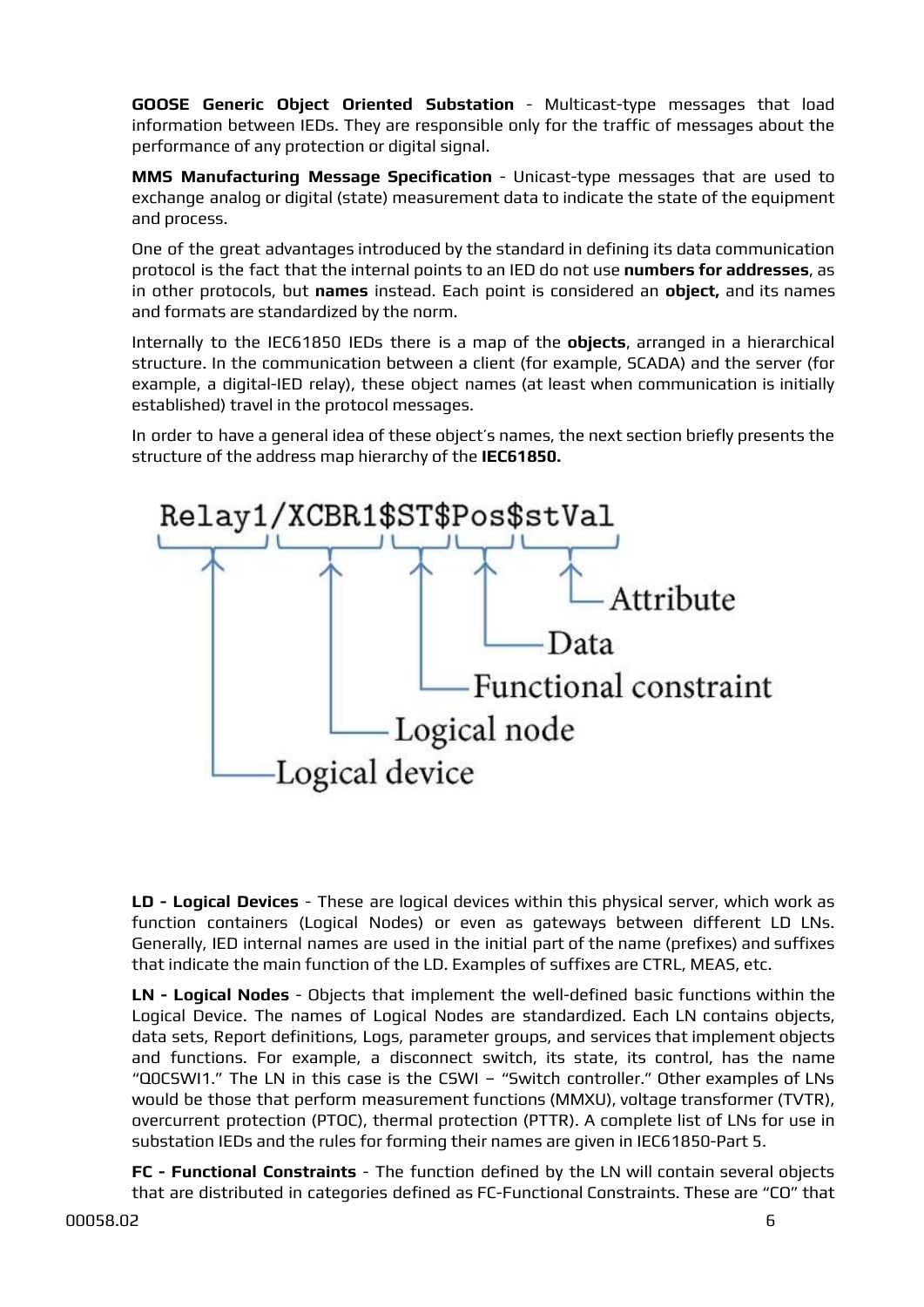**GOOSE Generic Object Oriented Substation** - Multicast-type messages that load information between IEDs. They are responsible only for the traffic of messages about the performance of any protection or digital signal.

**MMS Manufacturing Message Specification** - Unicast-type messages that are used to exchange analog or digital (state) measurement data to indicate the state of the equipment and process.

One of the great advantages introduced by the standard in defining its data communication protocol is the fact that the internal points to an IED do not use **numbers for addresses**, as in other protocols, but **names** instead. Each point is considered an **object,** and its names and formats are standardized by the norm.

Internally to the IEC61850 IEDs there is a map of the **objects**, arranged in a hierarchical structure. In the communication between a client (for example, SCADA) and the server (for example, a digital-IED relay), these object names (at least when communication is initially established) travel in the protocol messages.

In order to have a general idea of these object's names, the next section briefly presents the structure of the address map hierarchy of the **IEC61850.**

```
Relay1/XCBR1$ST$Pos$stVal
```

- Relay1 — Logical device
- XCBR1 — Logical node
- ST — Functional constraint
- Pos — Data
- stVal — Attribute

**LD - Logical Devices** - These are logical devices within this physical server, which work as function containers (Logical Nodes) or even as gateways between different LD LNs. Generally, IED internal names are used in the initial part of the name (prefixes) and suffixes that indicate the main function of the LD. Examples of suffixes are CTRL, MEAS, etc.

**LN - Logical Nodes** - Objects that implement the well-defined basic functions within the Logical Device. The names of Logical Nodes are standardized. Each LN contains objects, data sets, Report definitions, Logs, parameter groups, and services that implement objects and functions. For example, a disconnect switch, its state, its control, has the name "Q0CSWI1." The LN in this case is the CSWI – "Switch controller." Other examples of LNs would be those that perform measurement functions (MMXU), voltage transformer (TVTR), overcurrent protection (PTOC), thermal protection (PTTR). A complete list of LNs for use in substation IEDs and the rules for forming their names are given in IEC61850-Part 5.

**FC - Functional Constraints** - The function defined by the LN will contain several objects that are distributed in categories defined as FC-Functional Constraints. These are "CO" that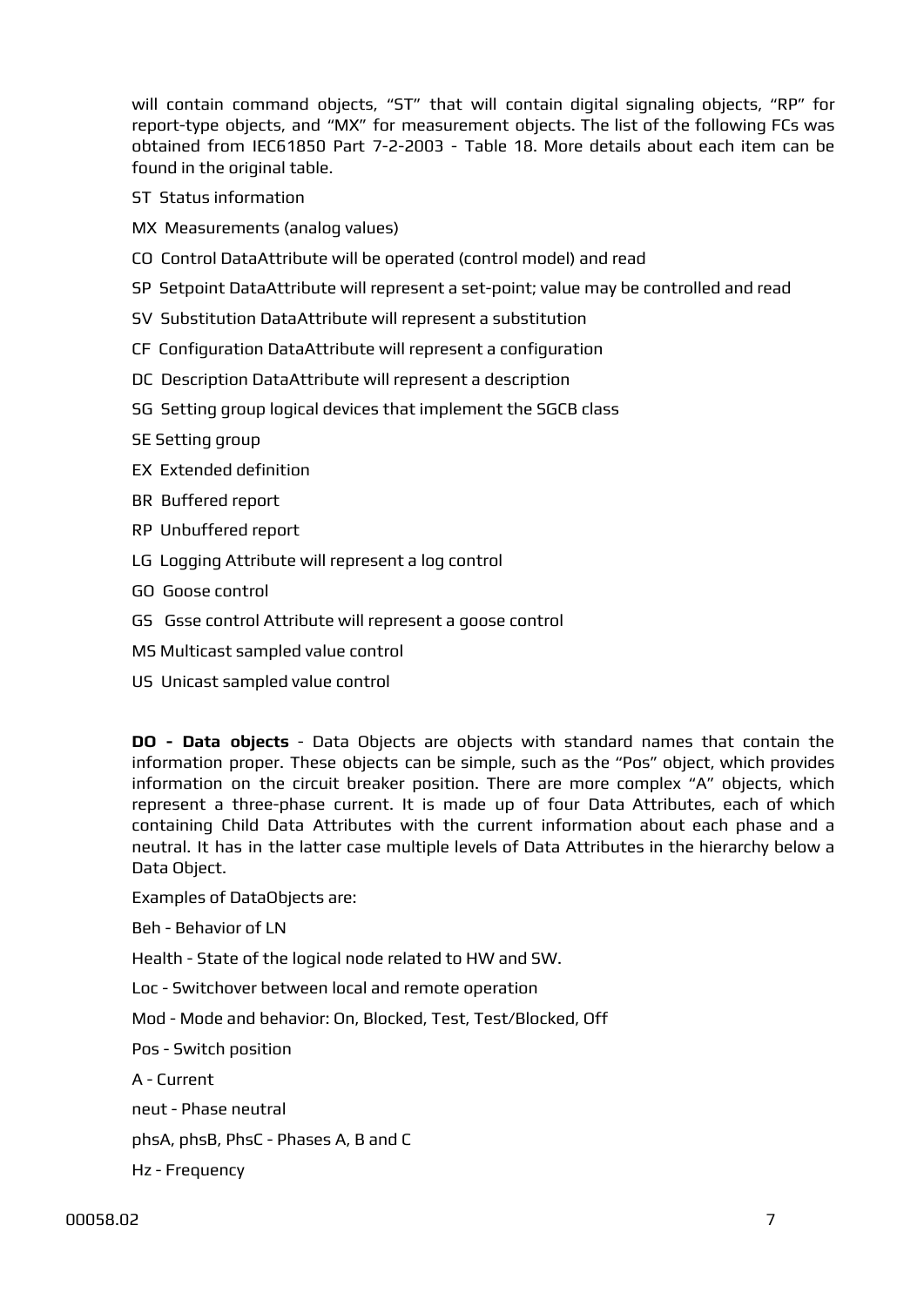will contain command objects, "ST" that will contain digital signaling objects, "RP" for report-type objects, and "MX" for measurement objects. The list of the following FCs was obtained from IEC61850 Part 7-2-2003 - Table 18. More details about each item can be found in the original table.

ST Status information

MX Measurements (analog values)

CO Control DataAttribute will be operated (control model) and read

SP Setpoint DataAttribute will represent a set-point; value may be controlled and read

SV Substitution DataAttribute will represent a substitution

CF Configuration DataAttribute will represent a configuration

DC Description DataAttribute will represent a description

SG Setting group logical devices that implement the SGCB class

SE Setting group

EX Extended definition

BR Buffered report

RP Unbuffered report

LG Logging Attribute will represent a log control

GO Goose control

GS Gsse control Attribute will represent a goose control

MS Multicast sampled value control

US Unicast sampled value control

**DO - Data objects** - Data Objects are objects with standard names that contain the information proper. These objects can be simple, such as the "Pos" object, which provides information on the circuit breaker position. There are more complex "A" objects, which represent a three-phase current. It is made up of four Data Attributes, each of which containing Child Data Attributes with the current information about each phase and a neutral. It has in the latter case multiple levels of Data Attributes in the hierarchy below a Data Object.

Examples of DataObjects are:

Beh - Behavior of LN

Health - State of the logical node related to HW and SW.

Loc - Switchover between local and remote operation

Mod - Mode and behavior: On, Blocked, Test, Test/Blocked, Off

Pos - Switch position

A - Current

neut - Phase neutral

phsA, phsB, PhsC - Phases A, B and C

Hz - Frequency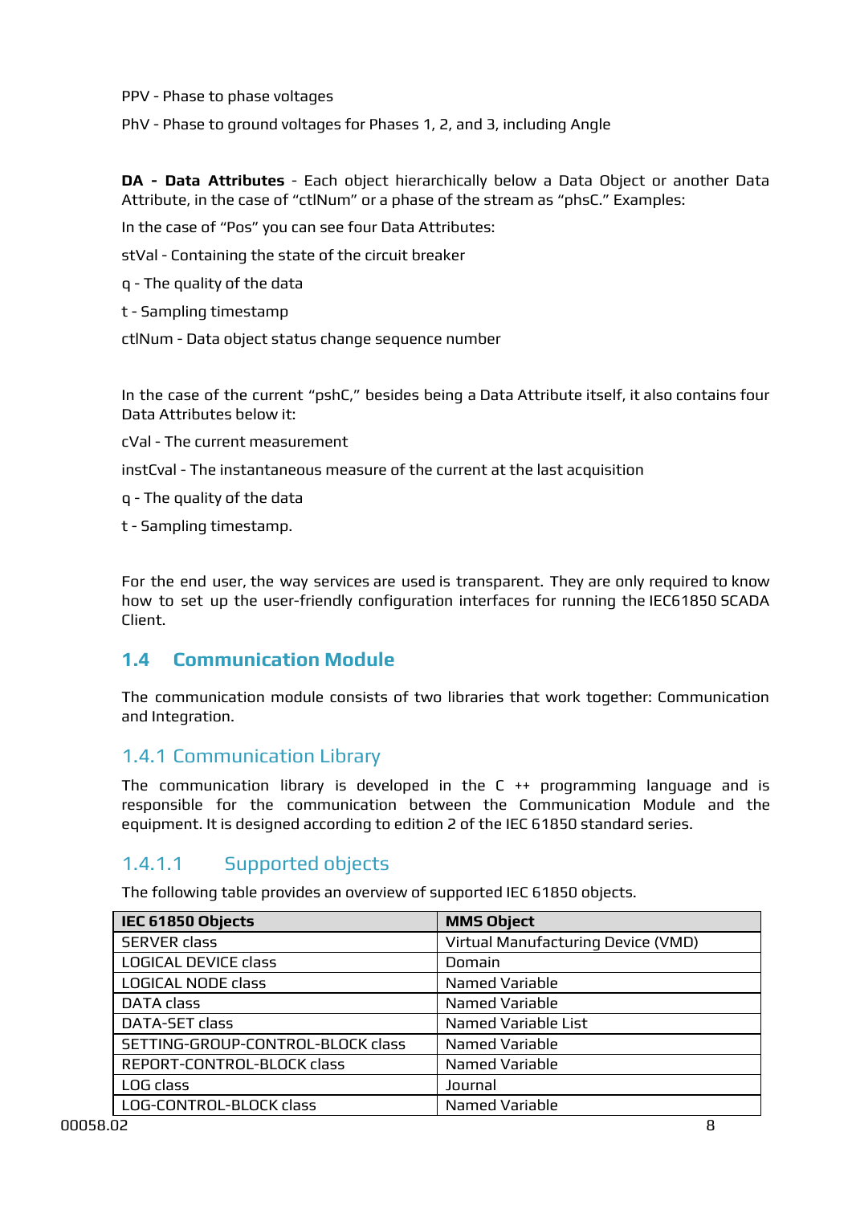PPV - Phase to phase voltages

PhV - Phase to ground voltages for Phases 1, 2, and 3, including Angle

**DA - Data Attributes** - Each object hierarchically below a Data Object or another Data Attribute, in the case of “ctlNum” or a phase of the stream as “phsC.” Examples:

In the case of “Pos” you can see four Data Attributes:

stVal - Containing the state of the circuit breaker

q - The quality of the data

t - Sampling timestamp

ctlNum - Data object status change sequence number

In the case of the current “pshC,” besides being a Data Attribute itself, it also contains four Data Attributes below it:

cVal - The current measurement

instCval - The instantaneous measure of the current at the last acquisition

q - The quality of the data

t - Sampling timestamp.

For the end user, the way services are used is transparent. They are only required to know how to set up the user-friendly configuration interfaces for running the IEC61850 SCADA Client.

## 1.4 Communication Module

The communication module consists of two libraries that work together: Communication and Integration.

### 1.4.1 Communication Library

The communication library is developed in the C ++ programming language and is responsible for the communication between the Communication Module and the equipment. It is designed according to edition 2 of the IEC 61850 standard series.

#### 1.4.1.1 Supported objects

The following table provides an overview of supported IEC 61850 objects.

| IEC 61850 Objects | MMS Object |
|---|---|
| SERVER class | Virtual Manufacturing Device (VMD) |
| LOGICAL DEVICE class | Domain |
| LOGICAL NODE class | Named Variable |
| DATA class | Named Variable |
| DATA-SET class | Named Variable List |
| SETTING-GROUP-CONTROL-BLOCK class | Named Variable |
| REPORT-CONTROL-BLOCK class | Named Variable |
| LOG class | Journal |
| LOG-CONTROL-BLOCK class | Named Variable |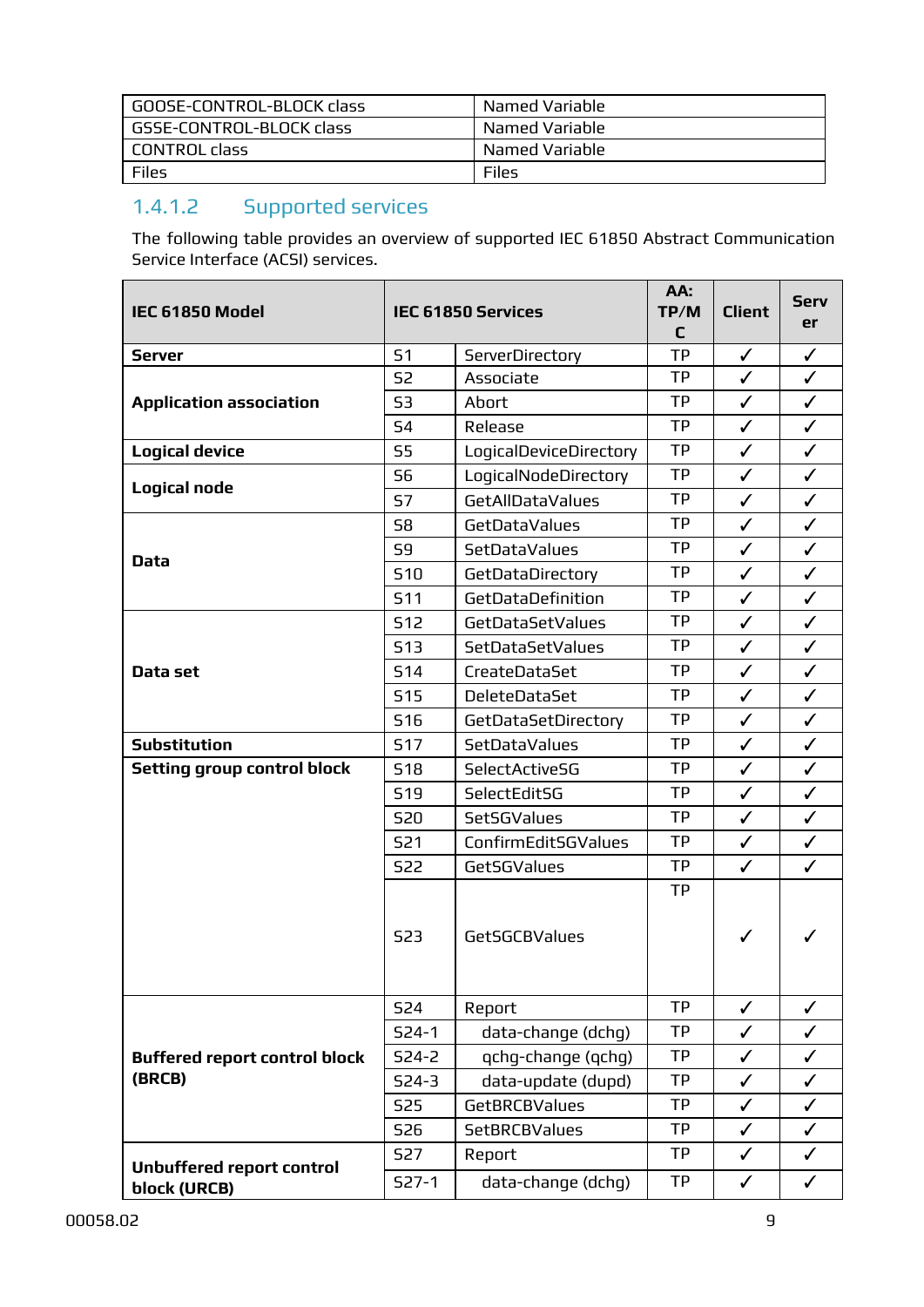| GOOSE-CONTROL-BLOCK class | Named Variable |
|---|---|
| GSSE-CONTROL-BLOCK class | Named Variable |
| CONTROL class | Named Variable |
| Files | Files |

### 1.4.1.2 Supported services

The following table provides an overview of supported IEC 61850 Abstract Communication Service Interface (ACSI) services.

| IEC 61850 Model | IEC 61850 Services | | AA: TP/MC | Client | Server |
|---|---|---|---|---|---|
| **Server** | S1 | ServerDirectory | TP | ✓ | ✓ |
| **Application association** | S2 | Associate | TP | ✓ | ✓ |
| | S3 | Abort | TP | ✓ | ✓ |
| | S4 | Release | TP | ✓ | ✓ |
| **Logical device** | S5 | LogicalDeviceDirectory | TP | ✓ | ✓ |
| **Logical node** | S6 | LogicalNodeDirectory | TP | ✓ | ✓ |
| | S7 | GetAllDataValues | TP | ✓ | ✓ |
| **Data** | S8 | GetDataValues | TP | ✓ | ✓ |
| | S9 | SetDataValues | TP | ✓ | ✓ |
| | S10 | GetDataDirectory | TP | ✓ | ✓ |
| | S11 | GetDataDefinition | TP | ✓ | ✓ |
| **Data set** | S12 | GetDataSetValues | TP | ✓ | ✓ |
| | S13 | SetDataSetValues | TP | ✓ | ✓ |
| | S14 | CreateDataSet | TP | ✓ | ✓ |
| | S15 | DeleteDataSet | TP | ✓ | ✓ |
| | S16 | GetDataSetDirectory | TP | ✓ | ✓ |
| **Substitution** | S17 | SetDataValues | TP | ✓ | ✓ |
| **Setting group control block** | S18 | SelectActiveSG | TP | ✓ | ✓ |
| | S19 | SelectEditSG | TP | ✓ | ✓ |
| | S20 | SetSGValues | TP | ✓ | ✓ |
| | S21 | ConfirmEditSGValues | TP | ✓ | ✓ |
| | S22 | GetSGValues | TP | ✓ | ✓ |
| | S23 | GetSGCBValues | TP | ✓ | ✓ |
| **Buffered report control block (BRCB)** | S24 | Report | TP | ✓ | ✓ |
| | S24-1 | data-change (dchg) | TP | ✓ | ✓ |
| | S24-2 | qchg-change (qchg) | TP | ✓ | ✓ |
| | S24-3 | data-update (dupd) | TP | ✓ | ✓ |
| | S25 | GetBRCBValues | TP | ✓ | ✓ |
| | S26 | SetBRCBValues | TP | ✓ | ✓ |
| **Unbuffered report control block (URCB)** | S27 | Report | TP | ✓ | ✓ |
| | S27-1 | data-change (dchg) | TP | ✓ | ✓ |

00058.02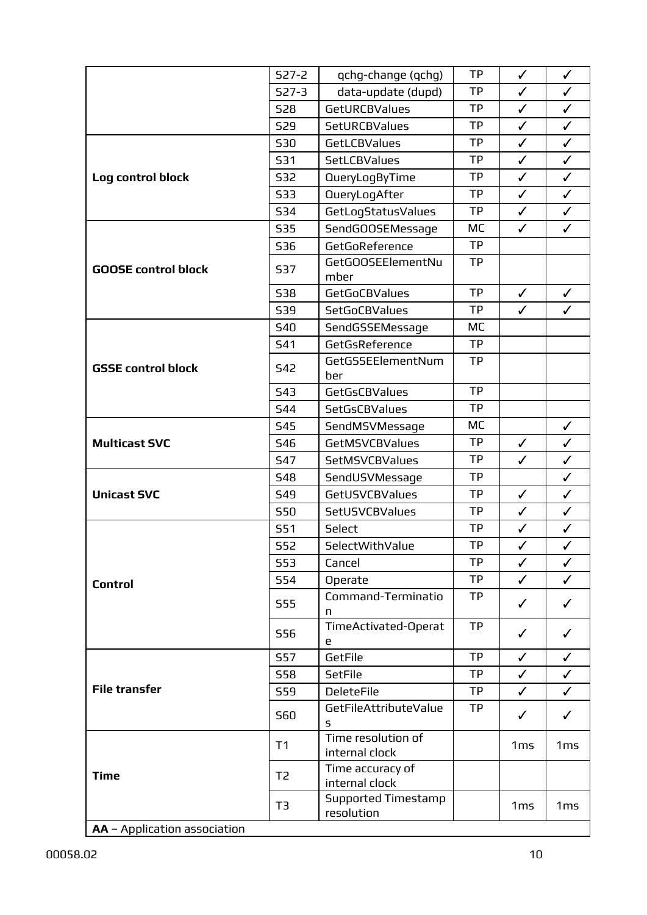| | | | | | |
|---|---|---|---|---|---|
| | S27-2 | qchg-change (qchg) | TP | ✓ | ✓ |
| | S27-3 | data-update (dupd) | TP | ✓ | ✓ |
| | S28 | GetURCBValues | TP | ✓ | ✓ |
| | S29 | SetURCBValues | TP | ✓ | ✓ |
| **Log control block** | S30 | GetLCBValues | TP | ✓ | ✓ |
| | S31 | SetLCBValues | TP | ✓ | ✓ |
| | S32 | QueryLogByTime | TP | ✓ | ✓ |
| | S33 | QueryLogAfter | TP | ✓ | ✓ |
| | S34 | GetLogStatusValues | TP | ✓ | ✓ |
| **GOOSE control block** | S35 | SendGOOSEMessage | MC | ✓ | ✓ |
| | S36 | GetGoReference | TP | | |
| | S37 | GetGOOSEElementNumber | TP | | |
| | S38 | GetGoCBValues | TP | ✓ | ✓ |
| | S39 | SetGoCBValues | TP | ✓ | ✓ |
| **GSSE control block** | S40 | SendGSSEMessage | MC | | |
| | S41 | GetGsReference | TP | | |
| | S42 | GetGSSEElementNumber | TP | | |
| | S43 | GetGsCBValues | TP | | |
| | S44 | SetGsCBValues | TP | | |
| **Multicast SVC** | S45 | SendMSVMessage | MC | | ✓ |
| | S46 | GetMSVCBValues | TP | ✓ | ✓ |
| | S47 | SetMSVCBValues | TP | ✓ | ✓ |
| **Unicast SVC** | S48 | SendUSVMessage | TP | | ✓ |
| | S49 | GetUSVCBValues | TP | ✓ | ✓ |
| | S50 | SetUSVCBValues | TP | ✓ | ✓ |
| **Control** | S51 | Select | TP | ✓ | ✓ |
| | S52 | SelectWithValue | TP | ✓ | ✓ |
| | S53 | Cancel | TP | ✓ | ✓ |
| | S54 | Operate | TP | ✓ | ✓ |
| | S55 | Command-Termination | TP | ✓ | ✓ |
| | S56 | TimeActivated-Operate | TP | ✓ | ✓ |
| **File transfer** | S57 | GetFile | TP | ✓ | ✓ |
| | S58 | SetFile | TP | ✓ | ✓ |
| | S59 | DeleteFile | TP | ✓ | ✓ |
| | S60 | GetFileAttributeValues | TP | ✓ | ✓ |
| **Time** | T1 | Time resolution of internal clock | | 1ms | 1ms |
| | T2 | Time accuracy of internal clock | | | |
| | T3 | Supported Timestamp resolution | | 1ms | 1ms |

**AA** – Application association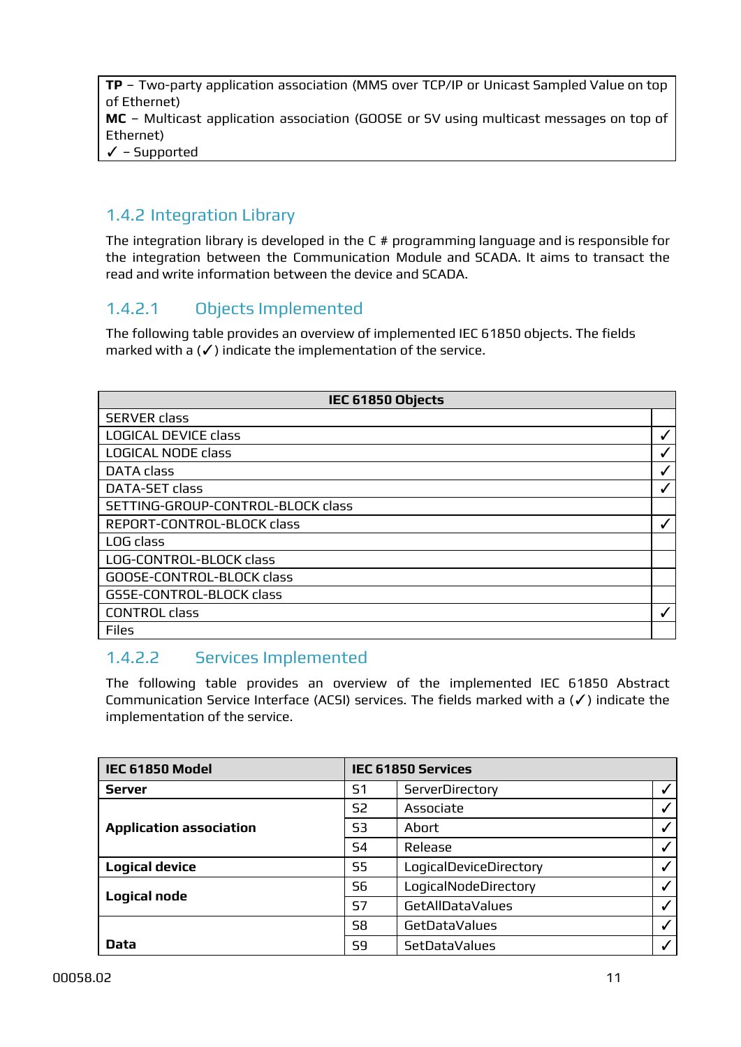| |
|---|
| **TP** – Two-party application association (MMS over TCP/IP or Unicast Sampled Value on top of Ethernet) |
| **MC** – Multicast application association (GOOSE or SV using multicast messages on top of Ethernet) |
| ✓ – Supported |

### 1.4.2 Integration Library

The integration library is developed in the C # programming language and is responsible for the integration between the Communication Module and SCADA. It aims to transact the read and write information between the device and SCADA.

#### 1.4.2.1 Objects Implemented

The following table provides an overview of implemented IEC 61850 objects. The fields marked with a (✓) indicate the implementation of the service.

| IEC 61850 Objects | |
|---|---|
| SERVER class | |
| LOGICAL DEVICE class | ✓ |
| LOGICAL NODE class | ✓ |
| DATA class | ✓ |
| DATA-SET class | ✓ |
| SETTING-GROUP-CONTROL-BLOCK class | |
| REPORT-CONTROL-BLOCK class | ✓ |
| LOG class | |
| LOG-CONTROL-BLOCK class | |
| GOOSE-CONTROL-BLOCK class | |
| GSSE-CONTROL-BLOCK class | |
| CONTROL class | ✓ |
| Files | |

#### 1.4.2.2 Services Implemented

The following table provides an overview of the implemented IEC 61850 Abstract Communication Service Interface (ACSI) services. The fields marked with a (✓) indicate the implementation of the service.

| IEC 61850 Model | IEC 61850 Services | | |
|---|---|---|---|
| **Server** | S1 | ServerDirectory | ✓ |
| **Application association** | S2 | Associate | ✓ |
| | S3 | Abort | ✓ |
| | S4 | Release | ✓ |
| **Logical device** | S5 | LogicalDeviceDirectory | ✓ |
| **Logical node** | S6 | LogicalNodeDirectory | ✓ |
| | S7 | GetAllDataValues | ✓ |
| **Data** | S8 | GetDataValues | ✓ |
| | S9 | SetDataValues | ✓ |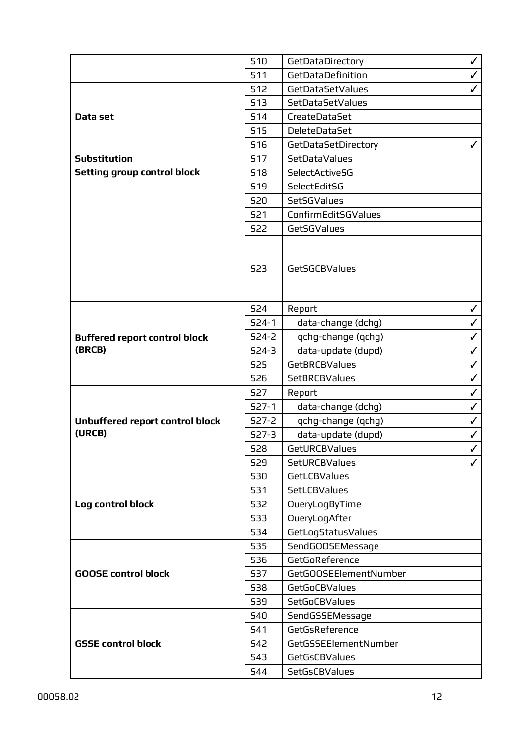| | | | |
|---|---|---|---|
| | S10 | GetDataDirectory | ✓ |
| | S11 | GetDataDefinition | ✓ |
| **Data set** | S12 | GetDataSetValues | ✓ |
| | S13 | SetDataSetValues | |
| | S14 | CreateDataSet | |
| | S15 | DeleteDataSet | |
| | S16 | GetDataSetDirectory | ✓ |
| **Substitution** | S17 | SetDataValues | |
| **Setting group control block** | S18 | SelectActiveSG | |
| | S19 | SelectEditSG | |
| | S20 | SetSGValues | |
| | S21 | ConfirmEditSGValues | |
| | S22 | GetSGValues | |
| | S23 | GetSGCBValues | |
| **Buffered report control block (BRCB)** | S24 | Report | ✓ |
| | S24-1 | data-change (dchg) | ✓ |
| | S24-2 | qchg-change (qchg) | ✓ |
| | S24-3 | data-update (dupd) | ✓ |
| | S25 | GetBRCBValues | ✓ |
| | S26 | SetBRCBValues | ✓ |
| **Unbuffered report control block (URCB)** | S27 | Report | ✓ |
| | S27-1 | data-change (dchg) | ✓ |
| | S27-2 | qchg-change (qchg) | ✓ |
| | S27-3 | data-update (dupd) | ✓ |
| | S28 | GetURCBValues | ✓ |
| | S29 | SetURCBValues | ✓ |
| **Log control block** | S30 | GetLCBValues | |
| | S31 | SetLCBValues | |
| | S32 | QueryLogByTime | |
| | S33 | QueryLogAfter | |
| | S34 | GetLogStatusValues | |
| **GOOSE control block** | S35 | SendGOOSEMessage | |
| | S36 | GetGoReference | |
| | S37 | GetGOOSEElementNumber | |
| | S38 | GetGoCBValues | |
| | S39 | SetGoCBValues | |
| **GSSE control block** | S40 | SendGSSEMessage | |
| | S41 | GetGsReference | |
| | S42 | GetGSSEElementNumber | |
| | S43 | GetGsCBValues | |
| | S44 | SetGsCBValues | |

00058.02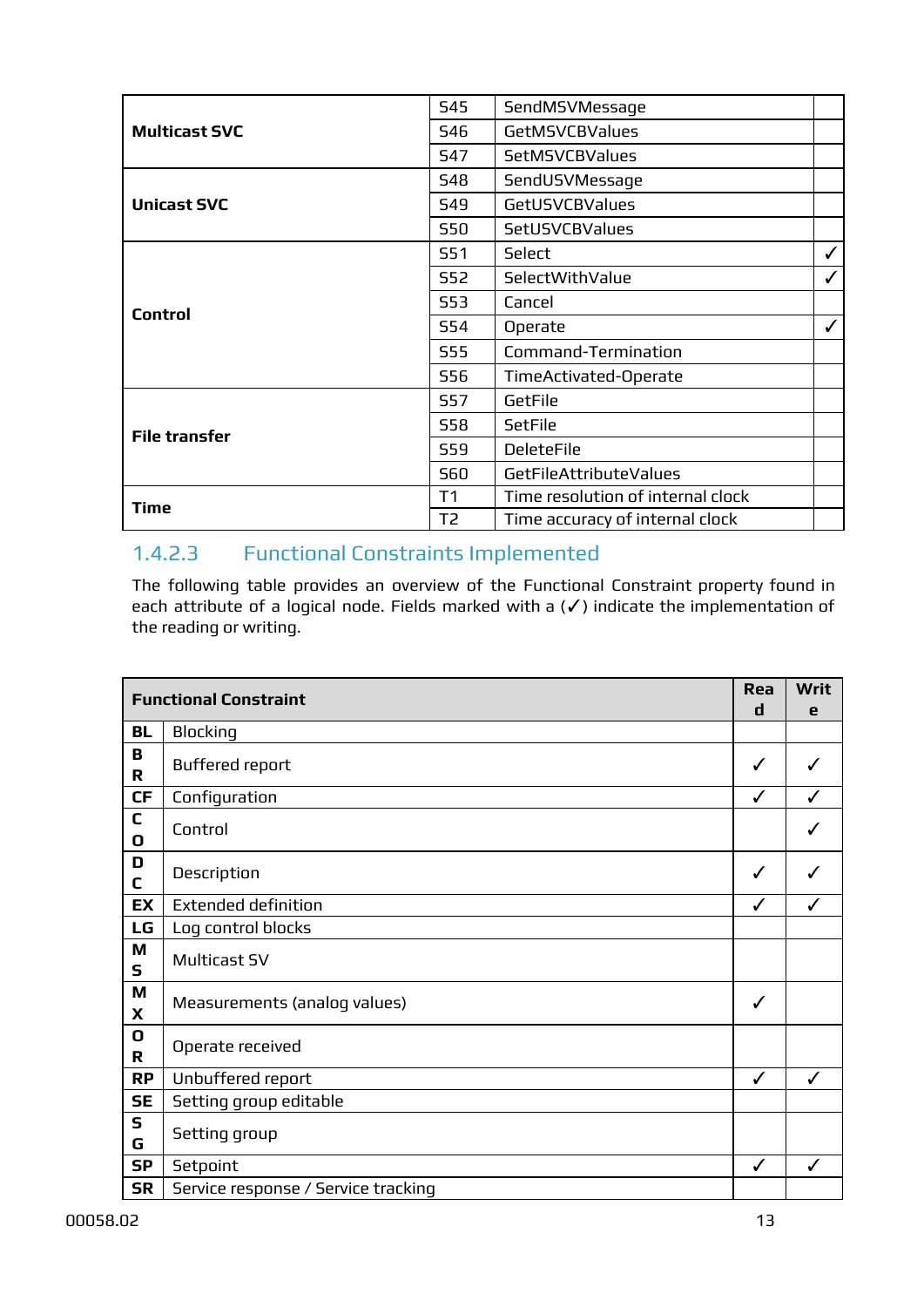| | | | |
|---|---|---|---|
| **Multicast SVC** | S45 | SendMSVMessage | |
| | S46 | GetMSVCBValues | |
| | S47 | SetMSVCBValues | |
| **Unicast SVC** | S48 | SendUSVMessage | |
| | S49 | GetUSVCBValues | |
| | S50 | SetUSVCBValues | |
| **Control** | S51 | Select | ✓ |
| | S52 | SelectWithValue | ✓ |
| | S53 | Cancel | |
| | S54 | Operate | ✓ |
| | S55 | Command-Termination | |
| | S56 | TimeActivated-Operate | |
| **File transfer** | S57 | GetFile | |
| | S58 | SetFile | |
| | S59 | DeleteFile | |
| | S60 | GetFileAttributeValues | |
| **Time** | T1 | Time resolution of internal clock | |
| | T2 | Time accuracy of internal clock | |

### 1.4.2.3 Functional Constraints Implemented

The following table provides an overview of the Functional Constraint property found in each attribute of a logical node. Fields marked with a (✓) indicate the implementation of the reading or writing.

| **Functional Constraint** | | **Read** | **Write** |
|---|---|---|---|
| **BL** | Blocking | | |
| **BR** | Buffered report | ✓ | ✓ |
| **CF** | Configuration | ✓ | ✓ |
| **CO** | Control | | ✓ |
| **DC** | Description | ✓ | ✓ |
| **EX** | Extended definition | ✓ | ✓ |
| **LG** | Log control blocks | | |
| **MS** | Multicast SV | | |
| **MX** | Measurements (analog values) | ✓ | |
| **OR** | Operate received | | |
| **RP** | Unbuffered report | ✓ | ✓ |
| **SE** | Setting group editable | | |
| **SG** | Setting group | | |
| **SP** | Setpoint | ✓ | ✓ |
| **SR** | Service response / Service tracking | | |

00058.02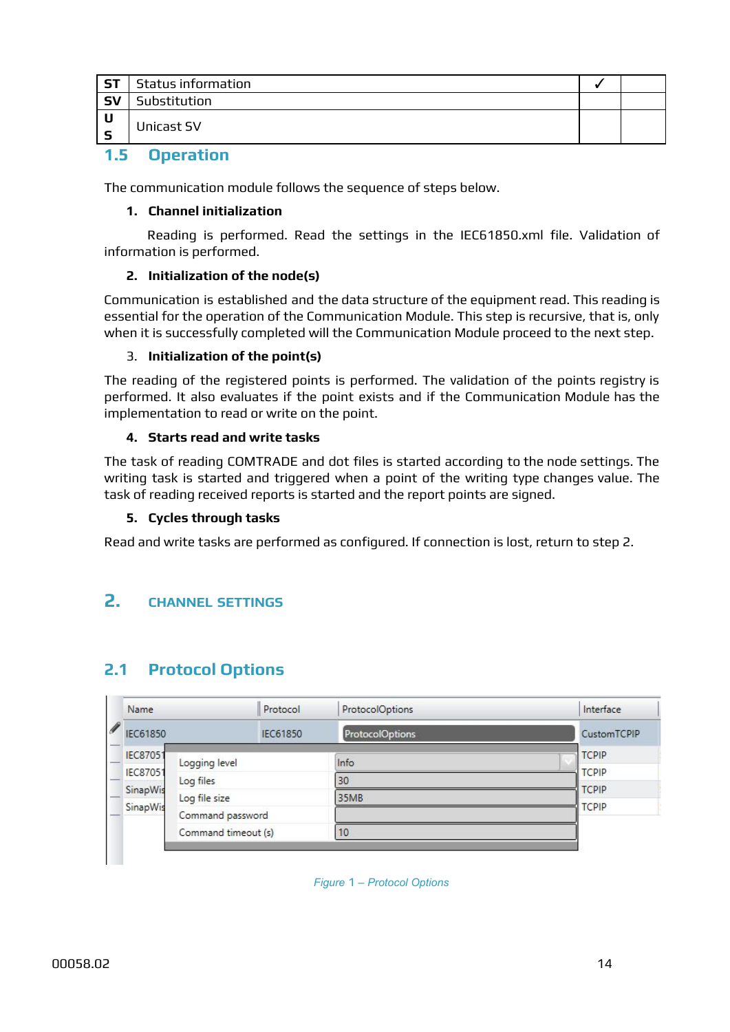| ST | Status information | ✓ | |
|---|---|---|---|
| SV | Substitution | | |
| US | Unicast SV | | |

## 1.5 Operation

The communication module follows the sequence of steps below.

1. **Channel initialization**

Reading is performed. Read the settings in the IEC61850.xml file. Validation of information is performed.

2. **Initialization of the node(s)**

Communication is established and the data structure of the equipment read. This reading is essential for the operation of the Communication Module. This step is recursive, that is, only when it is successfully completed will the Communication Module proceed to the next step.

3. **Initialization of the point(s)**

The reading of the registered points is performed. The validation of the points registry is performed. It also evaluates if the point exists and if the Communication Module has the implementation to read or write on the point.

4. **Starts read and write tasks**

The task of reading COMTRADE and dot files is started according to the node settings. The writing task is started and triggered when a point of the writing type changes value. The task of reading received reports is started and the report points are signed.

5. **Cycles through tasks**

Read and write tasks are performed as configured. If connection is lost, return to step 2.

# 2. CHANNEL SETTINGS

## 2.1 Protocol Options

| Name | Protocol | ProtocolOptions | Interface |
|---|---|---|---|
| IEC61850 | IEC61850 | ProtocolOptions | CustomTCPIP |
| IEC8705 | | | TCPIP |
| IEC8705 | | | TCPIP |
| SinapWis | | | TCPIP |
| SinapWis | | | TCPIP |

| Option | Value |
|---|---|
| Logging level | Info |
| Log files | 30 |
| Log file size | 35MB |
| Command password | |
| Command timeout (s) | 10 |

*Figure 1 – Protocol Options*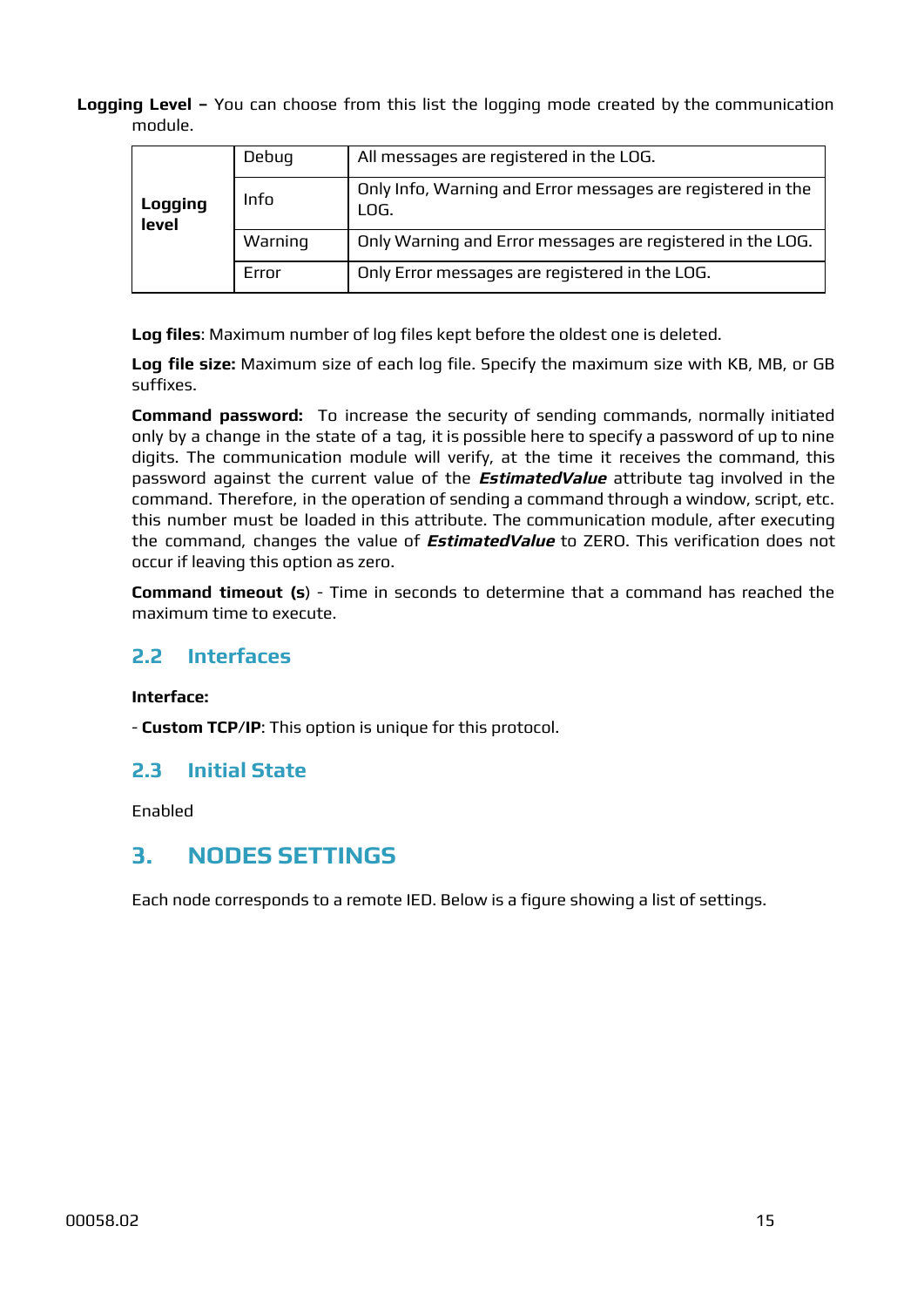**Logging Level –** You can choose from this list the logging mode created by the communication module.

| | | |
|---|---|---|
| **Logging level** | Debug | All messages are registered in the LOG. |
| | Info | Only Info, Warning and Error messages are registered in the LOG. |
| | Warning | Only Warning and Error messages are registered in the LOG. |
| | Error | Only Error messages are registered in the LOG. |

**Log files**: Maximum number of log files kept before the oldest one is deleted.

**Log file size:** Maximum size of each log file. Specify the maximum size with KB, MB, or GB suffixes.

**Command password:** To increase the security of sending commands, normally initiated only by a change in the state of a tag, it is possible here to specify a password of up to nine digits. The communication module will verify, at the time it receives the command, this password against the current value of the ***EstimatedValue*** attribute tag involved in the command. Therefore, in the operation of sending a command through a window, script, etc. this number must be loaded in this attribute. The communication module, after executing the command, changes the value of ***EstimatedValue*** to ZERO. This verification does not occur if leaving this option as zero.

**Command timeout (s**) - Time in seconds to determine that a command has reached the maximum time to execute.

## 2.2 Interfaces

**Interface:**

- **Custom TCP/IP**: This option is unique for this protocol.

## 2.3 Initial State

Enabled

# 3. NODES SETTINGS

Each node corresponds to a remote IED. Below is a figure showing a list of settings.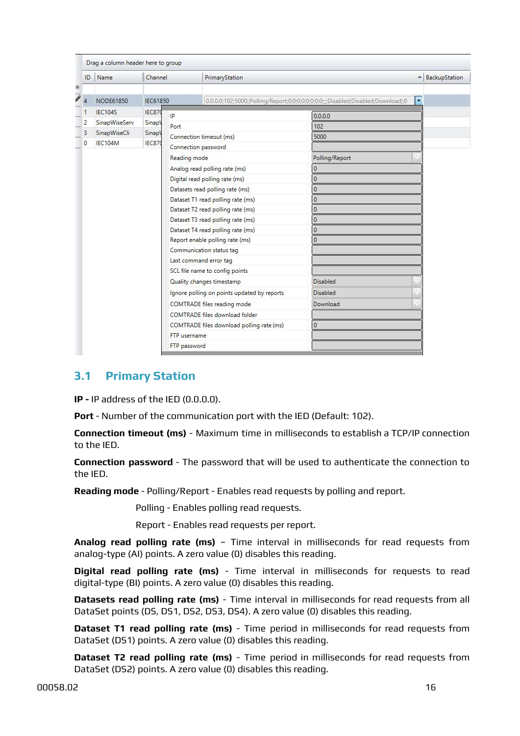## 3.1 Primary Station

**IP -** IP address of the IED (0.0.0.0).

**Port** - Number of the communication port with the IED (Default: 102).

**Connection timeout (ms)** - Maximum time in milliseconds to establish a TCP/IP connection to the IED.

**Connection password** - The password that will be used to authenticate the connection to the IED.

**Reading mode** - Polling/Report - Enables read requests by polling and report.

Polling - Enables polling read requests.

Report - Enables read requests per report.

**Analog read polling rate (ms)** – Time interval in milliseconds for read requests from analog-type (AI) points. A zero value (0) disables this reading.

**Digital read polling rate (ms)** - Time interval in milliseconds for requests to read digital-type (BI) points. A zero value (0) disables this reading.

**Datasets read polling rate (ms)** - Time interval in milliseconds for read requests from all DataSet points (DS, DS1, DS2, DS3, DS4). A zero value (0) disables this reading.

**Dataset T1 read polling rate (ms)** - Time period in milliseconds for read requests from DataSet (DS1) points. A zero value (0) disables this reading.

**Dataset T2 read polling rate (ms)** - Time period in milliseconds for read requests from DataSet (DS2) points. A zero value (0) disables this reading.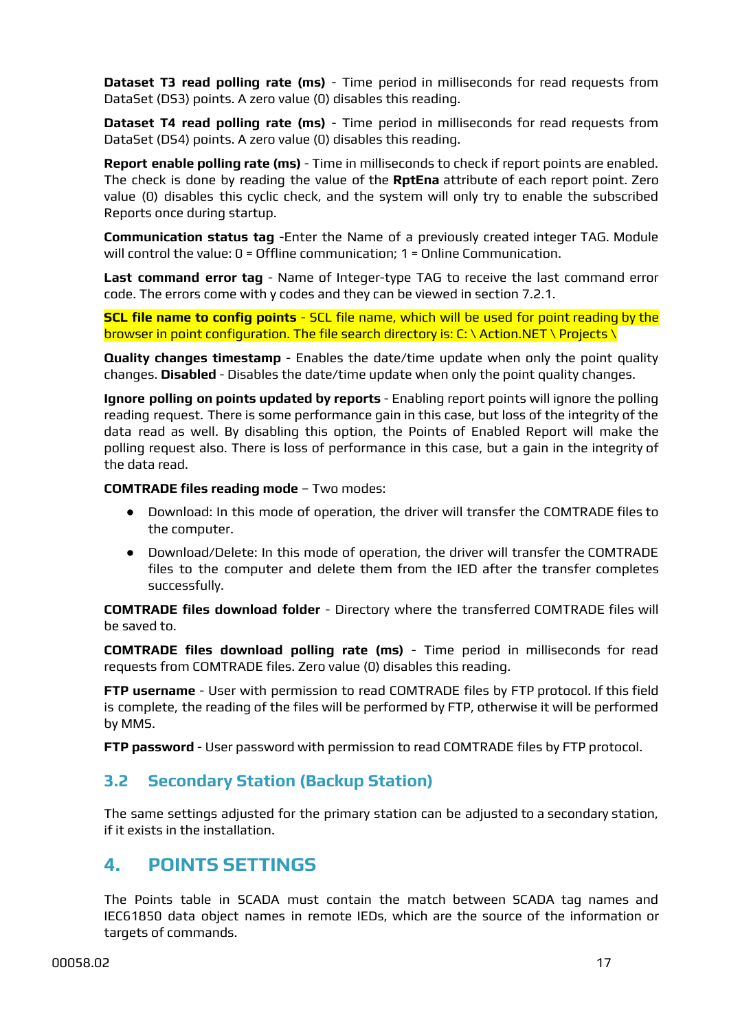**Dataset T3 read polling rate (ms)** - Time period in milliseconds for read requests from DataSet (DS3) points. A zero value (0) disables this reading.

**Dataset T4 read polling rate (ms)** - Time period in milliseconds for read requests from DataSet (DS4) points. A zero value (0) disables this reading.

**Report enable polling rate (ms)** - Time in milliseconds to check if report points are enabled. The check is done by reading the value of the **RptEna** attribute of each report point. Zero value (0) disables this cyclic check, and the system will only try to enable the subscribed Reports once during startup.

**Communication status tag** -Enter the Name of a previously created integer TAG. Module will control the value: 0 = Offline communication; 1 = Online Communication.

**Last command error tag** - Name of Integer-type TAG to receive the last command error code. The errors come with y codes and they can be viewed in section 7.2.1.

**SCL file name to config points** - SCL file name, which will be used for point reading by the browser in point configuration. The file search directory is: C: \ Action.NET \ Projects \

**Quality changes timestamp** - Enables the date/time update when only the point quality changes. **Disabled** - Disables the date/time update when only the point quality changes.

**Ignore polling on points updated by reports** - Enabling report points will ignore the polling reading request. There is some performance gain in this case, but loss of the integrity of the data read as well. By disabling this option, the Points of Enabled Report will make the polling request also. There is loss of performance in this case, but a gain in the integrity of the data read.

**COMTRADE files reading mode** – Two modes:

- Download: In this mode of operation, the driver will transfer the COMTRADE files to the computer.
- Download/Delete: In this mode of operation, the driver will transfer the COMTRADE files to the computer and delete them from the IED after the transfer completes successfully.

**COMTRADE files download folder** - Directory where the transferred COMTRADE files will be saved to.

**COMTRADE files download polling rate (ms)** - Time period in milliseconds for read requests from COMTRADE files. Zero value (0) disables this reading.

**FTP username** - User with permission to read COMTRADE files by FTP protocol. If this field is complete, the reading of the files will be performed by FTP, otherwise it will be performed by MMS.

**FTP password** - User password with permission to read COMTRADE files by FTP protocol.

## 3.2 Secondary Station (Backup Station)

The same settings adjusted for the primary station can be adjusted to a secondary station, if it exists in the installation.

# 4. POINTS SETTINGS

The Points table in SCADA must contain the match between SCADA tag names and IEC61850 data object names in remote IEDs, which are the source of the information or targets of commands.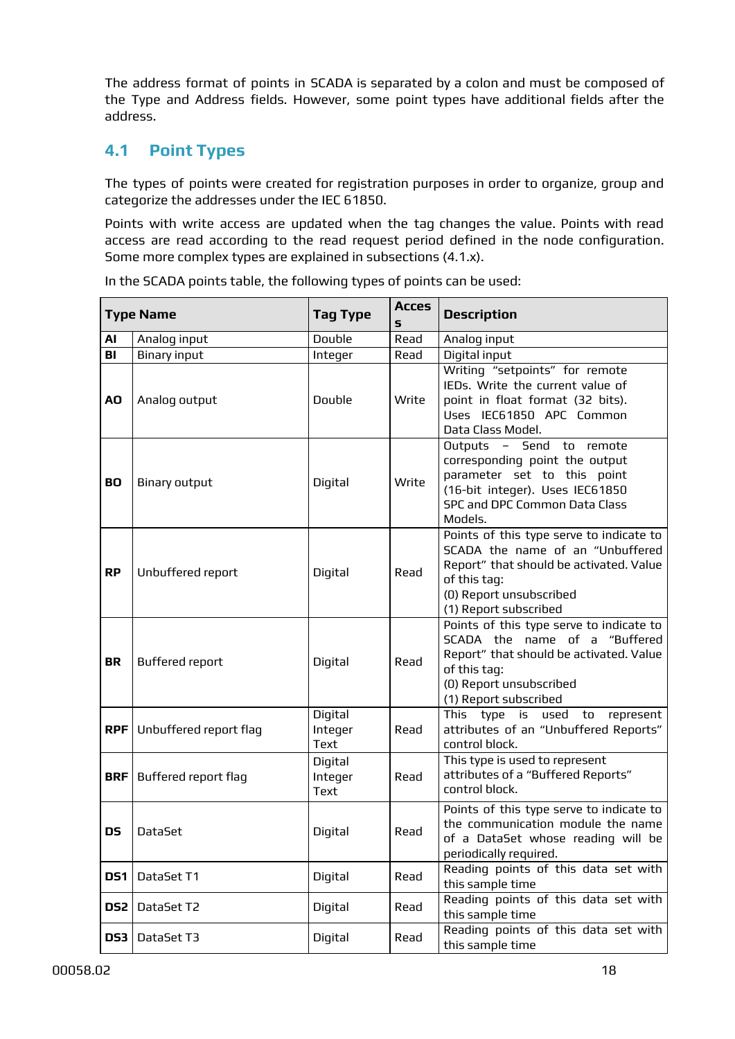The address format of points in SCADA is separated by a colon and must be composed of the Type and Address fields. However, some point types have additional fields after the address.

## 4.1 Point Types

The types of points were created for registration purposes in order to organize, group and categorize the addresses under the IEC 61850.

Points with write access are updated when the tag changes the value. Points with read access are read according to the read request period defined in the node configuration. Some more complex types are explained in subsections (4.1.x).

In the SCADA points table, the following types of points can be used:

| Type Name | | Tag Type | Access | Description |
|---|---|---|---|---|
| **AI** | Analog input | Double | Read | Analog input |
| **BI** | Binary input | Integer | Read | Digital input |
| **AO** | Analog output | Double | Write | Writing "setpoints" for remote IEDs. Write the current value of point in float format (32 bits). Uses IEC61850 APC Common Data Class Model. |
| **BO** | Binary output | Digital | Write | Outputs – Send to remote corresponding point the output parameter set to this point (16-bit integer). Uses IEC61850 SPC and DPC Common Data Class Models. |
| **RP** | Unbuffered report | Digital | Read | Points of this type serve to indicate to SCADA the name of an "Unbuffered Report" that should be activated. Value of this tag:<br>(0) Report unsubscribed<br>(1) Report subscribed |
| **BR** | Buffered report | Digital | Read | Points of this type serve to indicate to SCADA the name of a "Buffered Report" that should be activated. Value of this tag:<br>(0) Report unsubscribed<br>(1) Report subscribed |
| **RPF** | Unbuffered report flag | Digital<br>Integer<br>Text | Read | This type is used to represent attributes of an "Unbuffered Reports" control block. |
| **BRF** | Buffered report flag | Digital<br>Integer<br>Text | Read | This type is used to represent attributes of a "Buffered Reports" control block. |
| **DS** | DataSet | Digital | Read | Points of this type serve to indicate to the communication module the name of a DataSet whose reading will be periodically required. |
| **DS1** | DataSet T1 | Digital | Read | Reading points of this data set with this sample time |
| **DS2** | DataSet T2 | Digital | Read | Reading points of this data set with this sample time |
| **DS3** | DataSet T3 | Digital | Read | Reading points of this data set with this sample time |

00058.02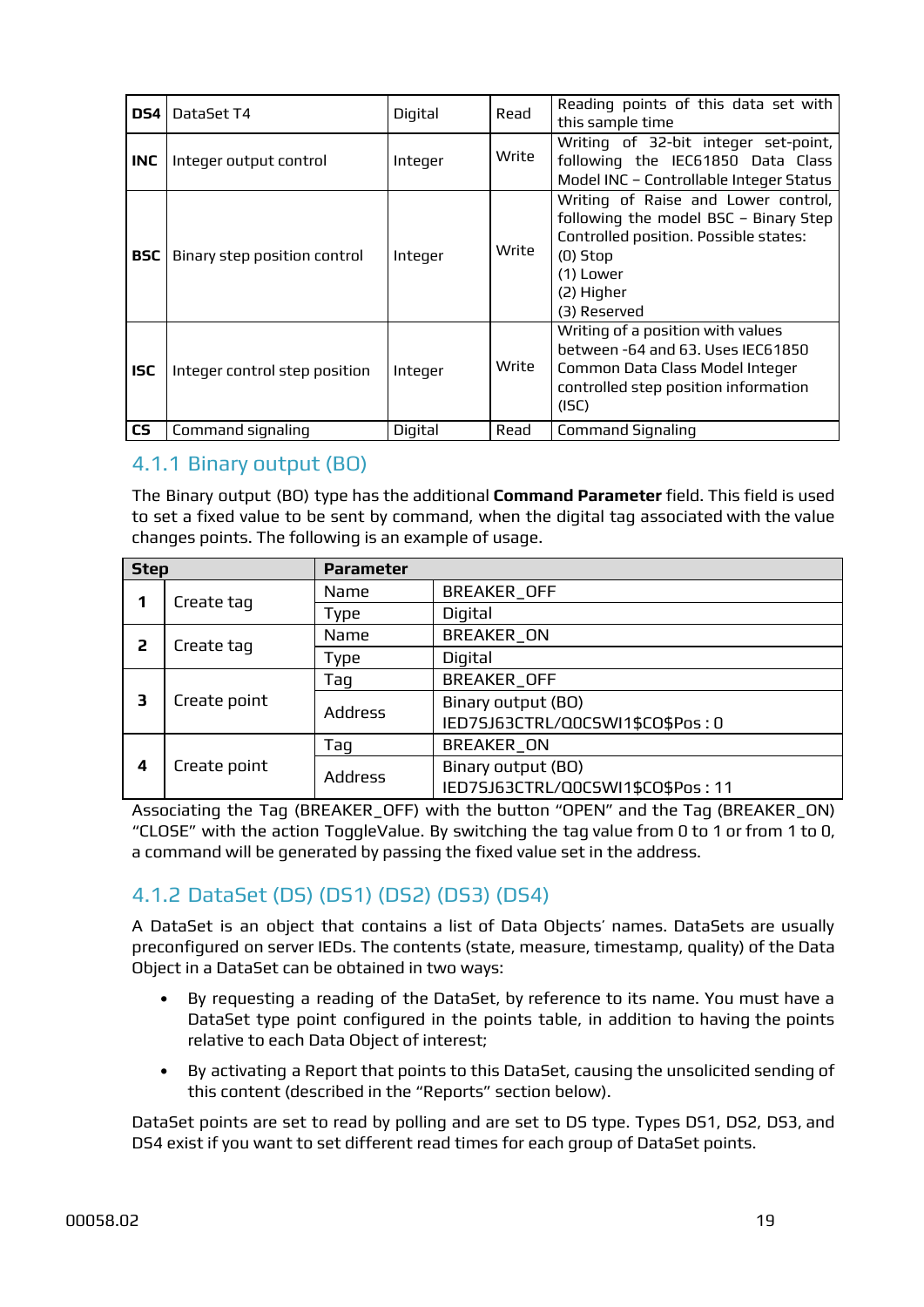| DS4 | DataSet T4 | Digital | Read | Reading points of this data set with this sample time |
|---|---|---|---|---|
| INC | Integer output control | Integer | Write | Writing of 32-bit integer set-point, following the IEC61850 Data Class Model INC – Controllable Integer Status |
| BSC | Binary step position control | Integer | Write | Writing of Raise and Lower control, following the model BSC – Binary Step Controlled position. Possible states:<br>(0) Stop<br>(1) Lower<br>(2) Higher<br>(3) Reserved |
| ISC | Integer control step position | Integer | Write | Writing of a position with values between -64 and 63. Uses IEC61850 Common Data Class Model Integer controlled step position information (ISC) |
| CS | Command signaling | Digital | Read | Command Signaling |

### 4.1.1 Binary output (BO)

The Binary output (BO) type has the additional **Command Parameter** field. This field is used to set a fixed value to be sent by command, when the digital tag associated with the value changes points. The following is an example of usage.

| Step | | Parameter | |
|---|---|---|---|
| 1 | Create tag | Name | BREAKER_OFF |
| | | Type | Digital |
| 2 | Create tag | Name | BREAKER_ON |
| | | Type | Digital |
| 3 | Create point | Tag | BREAKER_OFF |
| | | Address | Binary output (BO)<br>IED7SJ63CTRL/Q0CSWI1$CO$Pos : 0 |
| 4 | Create point | Tag | BREAKER_ON |
| | | Address | Binary output (BO)<br>IED7SJ63CTRL/Q0CSWI1$CO$Pos : 11 |

Associating the Tag (BREAKER_OFF) with the button "OPEN" and the Tag (BREAKER_ON) "CLOSE" with the action ToggleValue. By switching the tag value from 0 to 1 or from 1 to 0, a command will be generated by passing the fixed value set in the address.

### 4.1.2 DataSet (DS) (DS1) (DS2) (DS3) (DS4)

A DataSet is an object that contains a list of Data Objects' names. DataSets are usually preconfigured on server IEDs. The contents (state, measure, timestamp, quality) of the Data Object in a DataSet can be obtained in two ways:

- By requesting a reading of the DataSet, by reference to its name. You must have a DataSet type point configured in the points table, in addition to having the points relative to each Data Object of interest;
- By activating a Report that points to this DataSet, causing the unsolicited sending of this content (described in the "Reports" section below).

DataSet points are set to read by polling and are set to DS type. Types DS1, DS2, DS3, and DS4 exist if you want to set different read times for each group of DataSet points.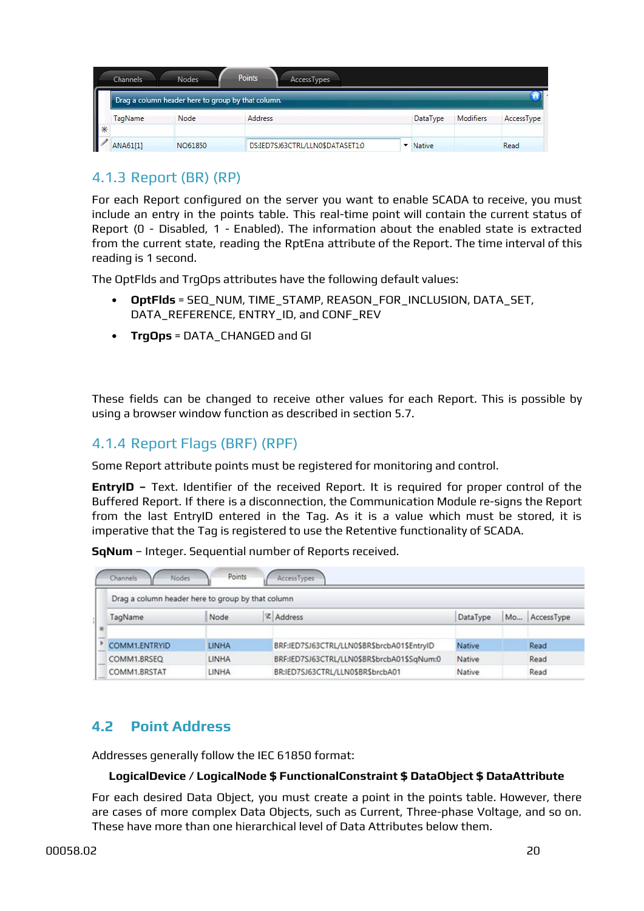| TagName | Node | Address | DataType | Modifiers | AccessType |
|---|---|---|---|---|---|
| ANA61[1] | NO61850 | DS:IED7SJ63CTRL/LLN0$DATASET1:0 | Native | | Read |

### 4.1.3 Report (BR) (RP)

For each Report configured on the server you want to enable SCADA to receive, you must include an entry in the points table. This real-time point will contain the current status of Report (0 - Disabled, 1 - Enabled). The information about the enabled state is extracted from the current state, reading the RptEna attribute of the Report. The time interval of this reading is 1 second.

The OptFlds and TrgOps attributes have the following default values:

- **OptFlds** = SEQ_NUM, TIME_STAMP, REASON_FOR_INCLUSION, DATA_SET, DATA_REFERENCE, ENTRY_ID, and CONF_REV
- **TrgOps** = DATA_CHANGED and GI

These fields can be changed to receive other values for each Report. This is possible by using a browser window function as described in section 5.7.

### 4.1.4 Report Flags (BRF) (RPF)

Some Report attribute points must be registered for monitoring and control.

**EntryID –** Text. Identifier of the received Report. It is required for proper control of the Buffered Report. If there is a disconnection, the Communication Module re-signs the Report from the last EntryID entered in the Tag. As it is a value which must be stored, it is imperative that the Tag is registered to use the Retentive functionality of SCADA.

**SqNum** – Integer. Sequential number of Reports received.

| TagName | Node | Address | DataType | Mo... | AccessType |
|---|---|---|---|---|---|
| COMM1.ENTRYID | LINHA | BRF:IED7SJ63CTRL/LLN0$BR$brcbA01$EntryID | Native | | Read |
| COMM1.BRSEQ | LINHA | BRF:IED7SJ63CTRL/LLN0$BR$brcbA01$SqNum:0 | Native | | Read |
| COMM1.BRSTAT | LINHA | BR:IED7SJ63CTRL/LLN0$BR$brcbA01 | Native | | Read |

## 4.2 Point Address

Addresses generally follow the IEC 61850 format:

**LogicalDevice / LogicalNode $ FunctionalConstraint $ DataObject $ DataAttribute**

For each desired Data Object, you must create a point in the points table. However, there are cases of more complex Data Objects, such as Current, Three-phase Voltage, and so on. These have more than one hierarchical level of Data Attributes below them.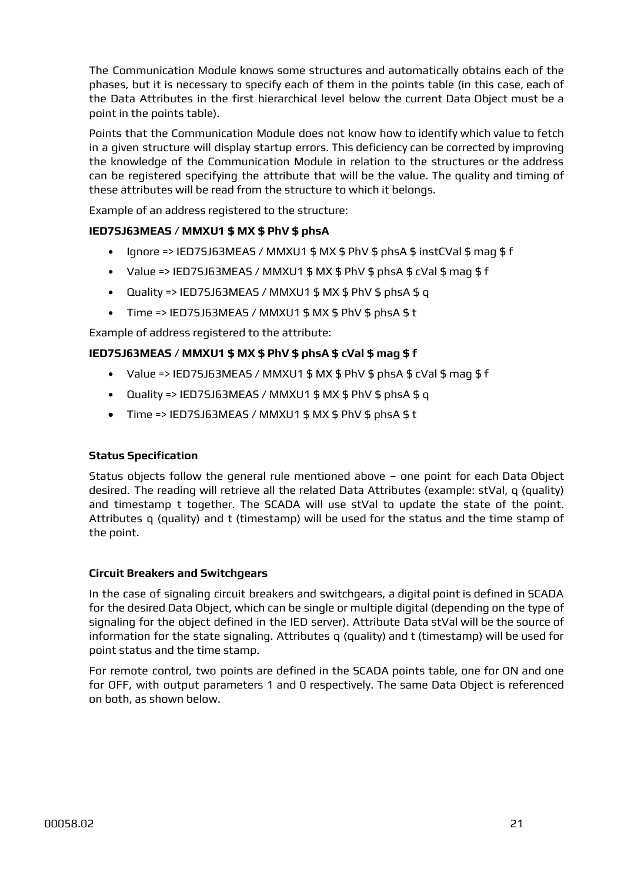The Communication Module knows some structures and automatically obtains each of the phases, but it is necessary to specify each of them in the points table (in this case, each of the Data Attributes in the first hierarchical level below the current Data Object must be a point in the points table).

Points that the Communication Module does not know how to identify which value to fetch in a given structure will display startup errors. This deficiency can be corrected by improving the knowledge of the Communication Module in relation to the structures or the address can be registered specifying the attribute that will be the value. The quality and timing of these attributes will be read from the structure to which it belongs.

Example of an address registered to the structure:

**IED7SJ63MEAS / MMXU1 $ MX $ PhV $ phsA**

- Ignore => IED7SJ63MEAS / MMXU1 $ MX $ PhV $ phsA $ instCVal $ mag $ f
- Value => IED7SJ63MEAS / MMXU1 $ MX $ PhV $ phsA $ cVal $ mag $ f
- Quality => IED7SJ63MEAS / MMXU1 $ MX $ PhV $ phsA $ q
- Time => IED7SJ63MEAS / MMXU1 $ MX $ PhV $ phsA $ t

Example of address registered to the attribute:

**IED7SJ63MEAS / MMXU1 $ MX $ PhV $ phsA $ cVal $ mag $ f**

- Value => IED7SJ63MEAS / MMXU1 $ MX $ PhV $ phsA $ cVal $ mag $ f
- Quality => IED7SJ63MEAS / MMXU1 $ MX $ PhV $ phsA $ q
- Time => IED7SJ63MEAS / MMXU1 $ MX $ PhV $ phsA $ t

#### Status Specification

Status objects follow the general rule mentioned above – one point for each Data Object desired. The reading will retrieve all the related Data Attributes (example: stVal, q (quality) and timestamp t together. The SCADA will use stVal to update the state of the point. Attributes q (quality) and t (timestamp) will be used for the status and the time stamp of the point.

#### Circuit Breakers and Switchgears

In the case of signaling circuit breakers and switchgears, a digital point is defined in SCADA for the desired Data Object, which can be single or multiple digital (depending on the type of signaling for the object defined in the IED server). Attribute Data stVal will be the source of information for the state signaling. Attributes q (quality) and t (timestamp) will be used for point status and the time stamp.

For remote control, two points are defined in the SCADA points table, one for ON and one for OFF, with output parameters 1 and 0 respectively. The same Data Object is referenced on both, as shown below.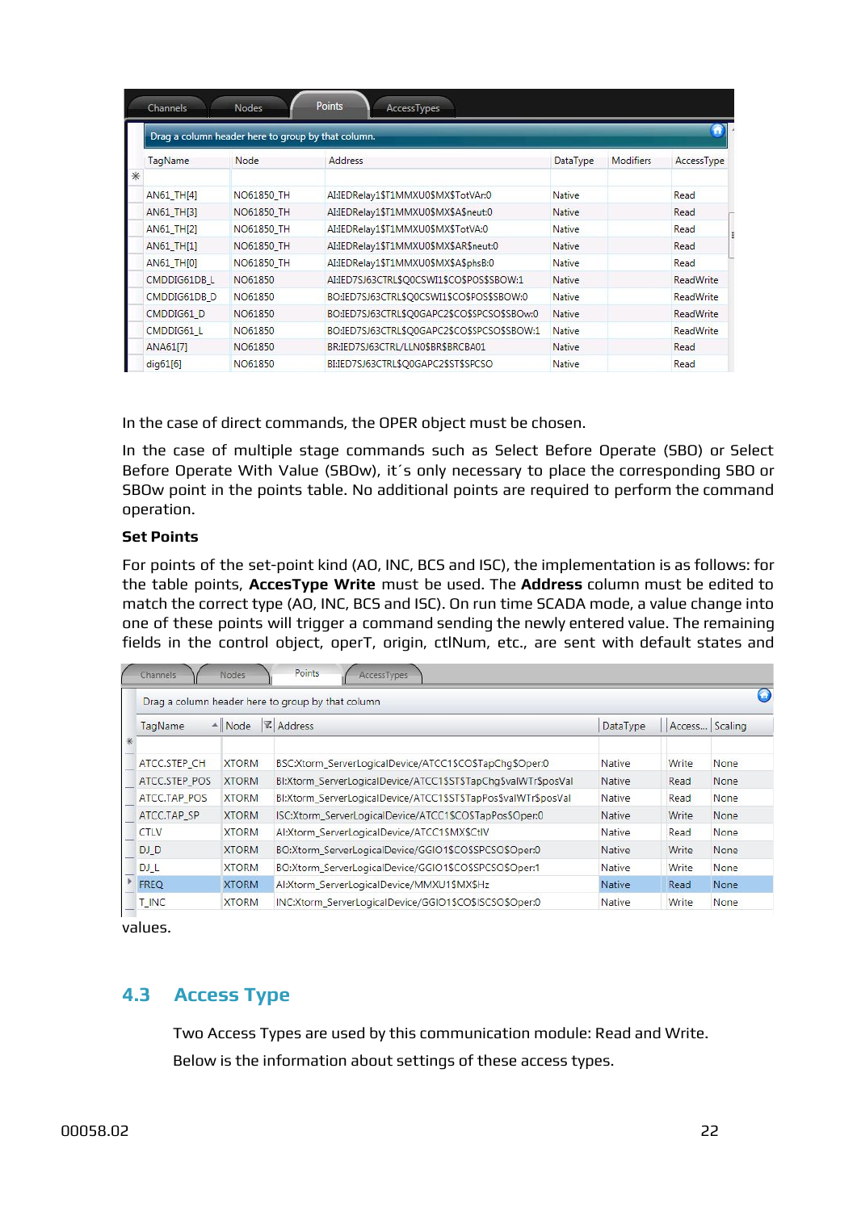| TagName | Node | Address | DataType | Modifiers | AccessType |
|---|---|---|---|---|---|
| AN61_TH[4] | NO61850_TH | AI:IEDRelay1$T1MMXU0$MX$TotVAr:0 | Native | | Read |
| AN61_TH[3] | NO61850_TH | AI:IEDRelay1$T1MMXU0$MX$A$neut:0 | Native | | Read |
| AN61_TH[2] | NO61850_TH | AI:IEDRelay1$T1MMXU0$MX$TotVA:0 | Native | | Read |
| AN61_TH[1] | NO61850_TH | AI:IEDRelay1$T1MMXU0$MX$AR$neut:0 | Native | | Read |
| AN61_TH[0] | NO61850_TH | AI:IEDRelay1$T1MMXU0$MX$A$phsB:0 | Native | | Read |
| CMDDIG61DB_L | NO61850 | AI:IED7SJ63CTRL$Q0CSWI1$CO$POS$SBOW:1 | Native | | ReadWrite |
| CMDDIG61DB_D | NO61850 | BO:IED7SJ63CTRL$Q0CSWI1$CO$POS$SBOW:0 | Native | | ReadWrite |
| CMDDIG61_D | NO61850 | BO:IED7SJ63CTRL$Q0GAPC2$CO$SPCSO$SBOw:0 | Native | | ReadWrite |
| CMDDIG61_L | NO61850 | BO:IED7SJ63CTRL$Q0GAPC2$CO$SPCSO$SBOW:1 | Native | | ReadWrite |
| ANA61[7] | NO61850 | BR:IED7SJ63CTRL/LLN0$BR$BRCBA01 | Native | | Read |
| dig61[6] | NO61850 | BI:IED7SJ63CTRL$Q0GAPC2$ST$SPCSO | Native | | Read |

In the case of direct commands, the OPER object must be chosen.

In the case of multiple stage commands such as Select Before Operate (SBO) or Select Before Operate With Value (SBOw), it´s only necessary to place the corresponding SBO or SBOw point in the points table. No additional points are required to perform the command operation.

**Set Points**

For points of the set-point kind (AO, INC, BCS and ISC), the implementation is as follows: for the table points, **AccesType Write** must be used. The **Address** column must be edited to match the correct type (AO, INC, BCS and ISC). On run time SCADA mode, a value change into one of these points will trigger a command sending the newly entered value. The remaining fields in the control object, operT, origin, ctlNum, etc., are sent with default states and values.

| TagName | Node | Address | DataType | Access... | Scaling |
|---|---|---|---|---|---|
| ATCC.STEP_CH | XTORM | BSC:Xtorm_ServerLogicalDevice/ATCC1$CO$TapChg$Oper:0 | Native | Write | None |
| ATCC.STEP_POS | XTORM | BI:Xtorm_ServerLogicalDevice/ATCC1$ST$TapChg$valWTr$posVal | Native | Read | None |
| ATCC.TAP_POS | XTORM | BI:Xtorm_ServerLogicalDevice/ATCC1$ST$TapPos$valWTr$posVal | Native | Read | None |
| ATCC.TAP_SP | XTORM | ISC:Xtorm_ServerLogicalDevice/ATCC1$CO$TapPos$Oper:0 | Native | Write | None |
| CTLV | XTORM | AI:Xtorm_ServerLogicalDevice/ATCC1$MX$CtlV | Native | Read | None |
| DJ_D | XTORM | BO:Xtorm_ServerLogicalDevice/GGIO1$CO$SPCSO$Oper:0 | Native | Write | None |
| DJ_L | XTORM | BO:Xtorm_ServerLogicalDevice/GGIO1$CO$SPCSO$Oper:1 | Native | Write | None |
| FREQ | XTORM | AI:Xtorm_ServerLogicalDevice/MMXU1$MX$Hz | Native | Read | None |
| T_INC | XTORM | INC:Xtorm_ServerLogicalDevice/GGIO1$CO$ISCSO$Oper:0 | Native | Write | None |

## 4.3 Access Type

Two Access Types are used by this communication module: Read and Write.

Below is the information about settings of these access types.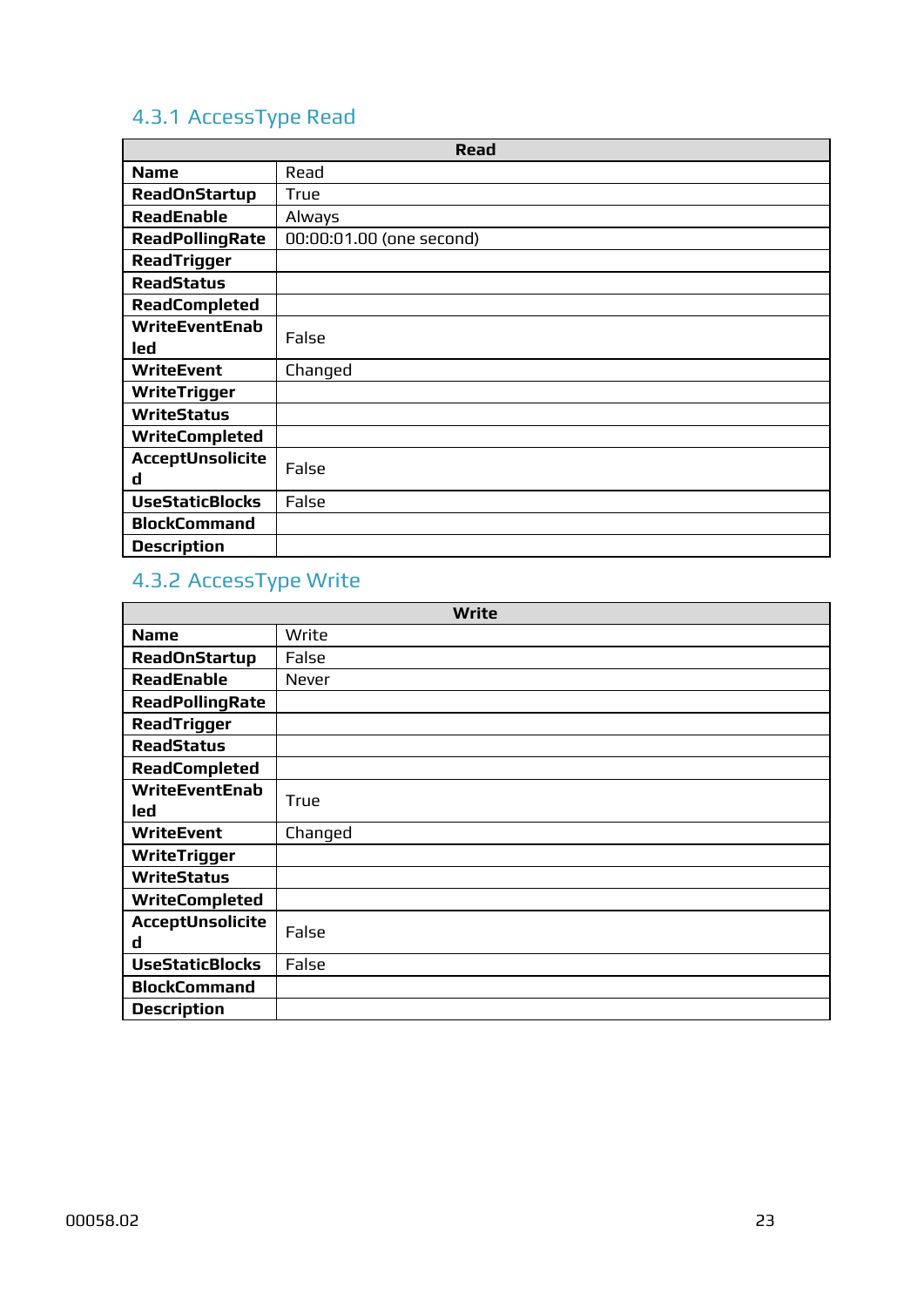### 4.3.1 AccessType Read

| Read | |
|---|---|
| **Name** | Read |
| **ReadOnStartup** | True |
| **ReadEnable** | Always |
| **ReadPollingRate** | 00:00:01.00 (one second) |
| **ReadTrigger** | |
| **ReadStatus** | |
| **ReadCompleted** | |
| **WriteEventEnabled** | False |
| **WriteEvent** | Changed |
| **WriteTrigger** | |
| **WriteStatus** | |
| **WriteCompleted** | |
| **AcceptUnsolicited** | False |
| **UseStaticBlocks** | False |
| **BlockCommand** | |
| **Description** | |

### 4.3.2 AccessType Write

| Write | |
|---|---|
| **Name** | Write |
| **ReadOnStartup** | False |
| **ReadEnable** | Never |
| **ReadPollingRate** | |
| **ReadTrigger** | |
| **ReadStatus** | |
| **ReadCompleted** | |
| **WriteEventEnabled** | True |
| **WriteEvent** | Changed |
| **WriteTrigger** | |
| **WriteStatus** | |
| **WriteCompleted** | |
| **AcceptUnsolicited** | False |
| **UseStaticBlocks** | False |
| **BlockCommand** | |
| **Description** | |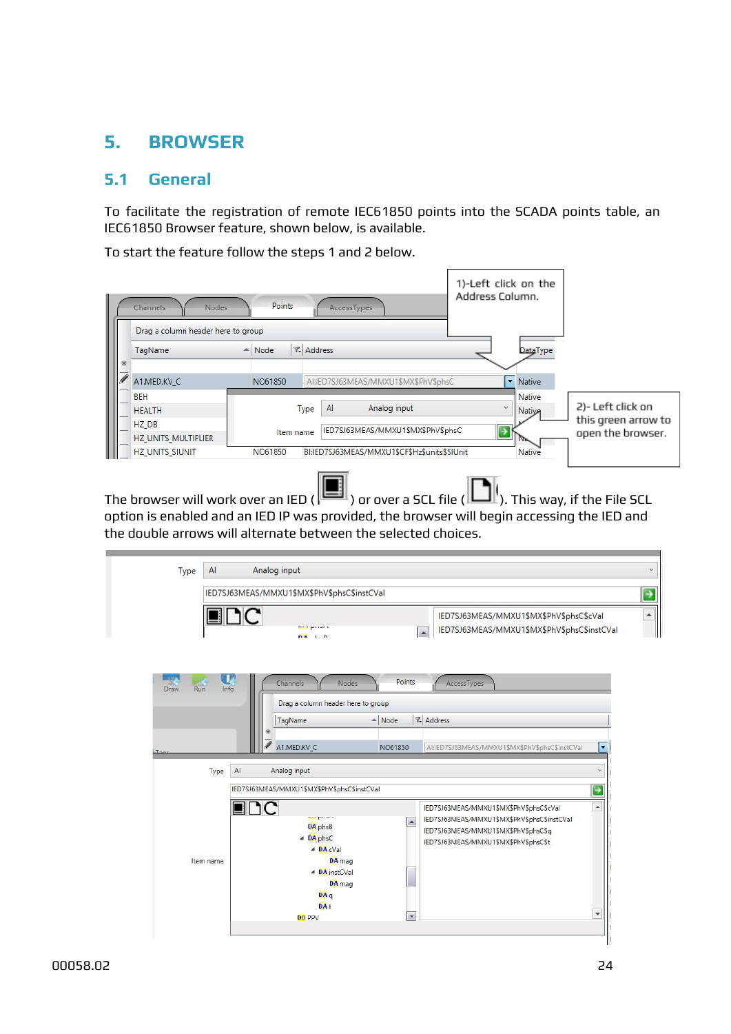# 5. BROWSER

## 5.1 General

To facilitate the registration of remote IEC61850 points into the SCADA points table, an IEC61850 Browser feature, shown below, is available.

To start the feature follow the steps 1 and 2 below.

1)-Left click on the Address Column.

2)- Left click on this green arrow to open the browser.

The browser will work over an IED ( ) or over a SCL file ( ). This way, if the File SCL option is enabled and an IED IP was provided, the browser will begin accessing the IED and the double arrows will alternate between the selected choices.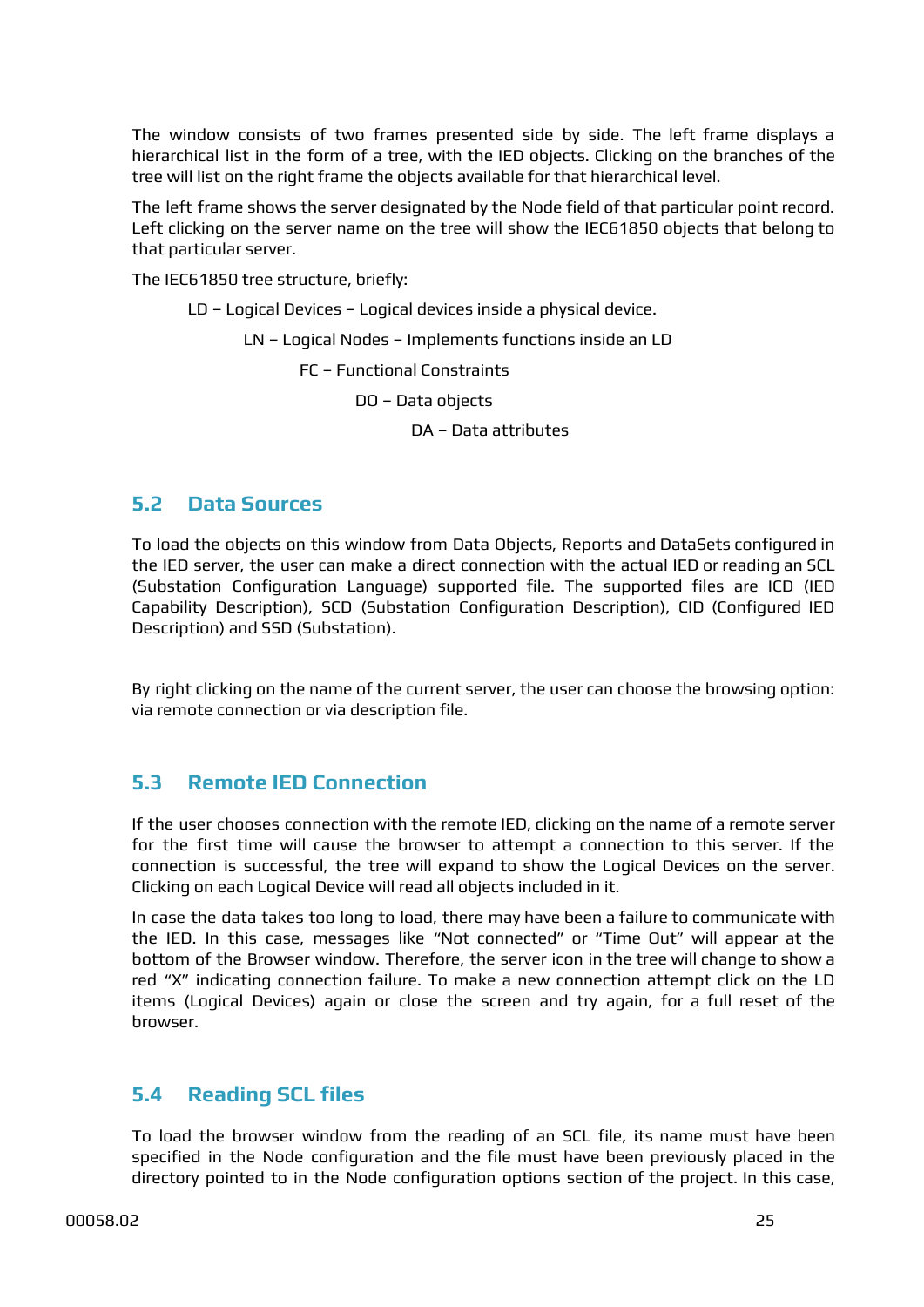The window consists of two frames presented side by side. The left frame displays a hierarchical list in the form of a tree, with the IED objects. Clicking on the branches of the tree will list on the right frame the objects available for that hierarchical level.

The left frame shows the server designated by the Node field of that particular point record. Left clicking on the server name on the tree will show the IEC61850 objects that belong to that particular server.

The IEC61850 tree structure, briefly:

- LD – Logical Devices – Logical devices inside a physical device.
  - LN – Logical Nodes – Implements functions inside an LD
    - FC – Functional Constraints
      - DO – Data objects
        - DA – Data attributes

## 5.2 Data Sources

To load the objects on this window from Data Objects, Reports and DataSets configured in the IED server, the user can make a direct connection with the actual IED or reading an SCL (Substation Configuration Language) supported file. The supported files are ICD (IED Capability Description), SCD (Substation Configuration Description), CID (Configured IED Description) and SSD (Substation).

By right clicking on the name of the current server, the user can choose the browsing option: via remote connection or via description file.

## 5.3 Remote IED Connection

If the user chooses connection with the remote IED, clicking on the name of a remote server for the first time will cause the browser to attempt a connection to this server. If the connection is successful, the tree will expand to show the Logical Devices on the server. Clicking on each Logical Device will read all objects included in it.

In case the data takes too long to load, there may have been a failure to communicate with the IED. In this case, messages like "Not connected" or "Time Out" will appear at the bottom of the Browser window. Therefore, the server icon in the tree will change to show a red "X" indicating connection failure. To make a new connection attempt click on the LD items (Logical Devices) again or close the screen and try again, for a full reset of the browser.

## 5.4 Reading SCL files

To load the browser window from the reading of an SCL file, its name must have been specified in the Node configuration and the file must have been previously placed in the directory pointed to in the Node configuration options section of the project. In this case,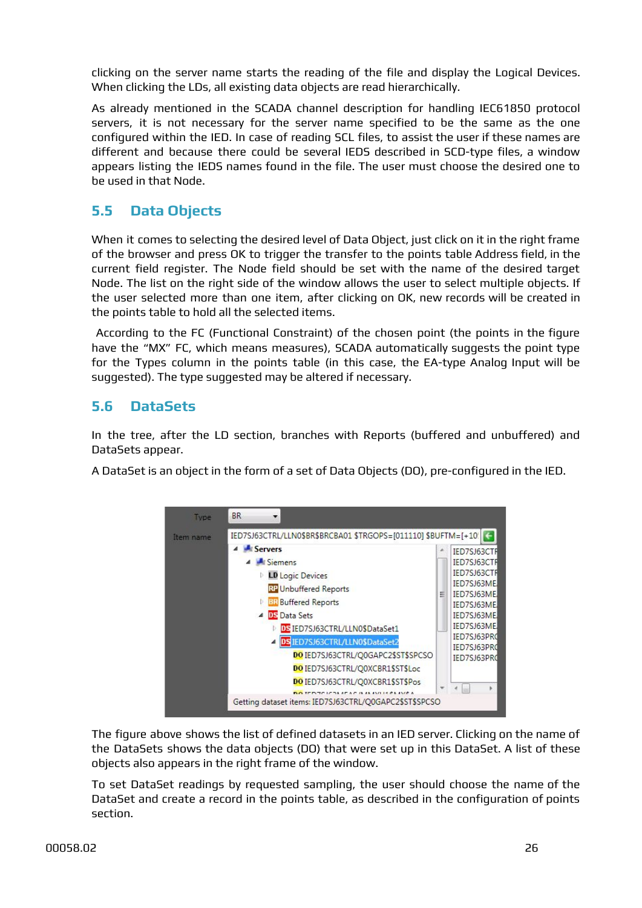clicking on the server name starts the reading of the file and display the Logical Devices. When clicking the LDs, all existing data objects are read hierarchically.

As already mentioned in the SCADA channel description for handling IEC61850 protocol servers, it is not necessary for the server name specified to be the same as the one configured within the IED. In case of reading SCL files, to assist the user if these names are different and because there could be several IEDS described in SCD-type files, a window appears listing the IEDS names found in the file. The user must choose the desired one to be used in that Node.

## 5.5 Data Objects

When it comes to selecting the desired level of Data Object, just click on it in the right frame of the browser and press OK to trigger the transfer to the points table Address field, in the current field register. The Node field should be set with the name of the desired target Node. The list on the right side of the window allows the user to select multiple objects. If the user selected more than one item, after clicking on OK, new records will be created in the points table to hold all the selected items.

According to the FC (Functional Constraint) of the chosen point (the points in the figure have the "MX" FC, which means measures), SCADA automatically suggests the point type for the Types column in the points table (in this case, the EA-type Analog Input will be suggested). The type suggested may be altered if necessary.

## 5.6 DataSets

In the tree, after the LD section, branches with Reports (buffered and unbuffered) and DataSets appear.

A DataSet is an object in the form of a set of Data Objects (DO), pre-configured in the IED.

The figure above shows the list of defined datasets in an IED server. Clicking on the name of the DataSets shows the data objects (DO) that were set up in this DataSet. A list of these objects also appears in the right frame of the window.

To set DataSet readings by requested sampling, the user should choose the name of the DataSet and create a record in the points table, as described in the configuration of points section.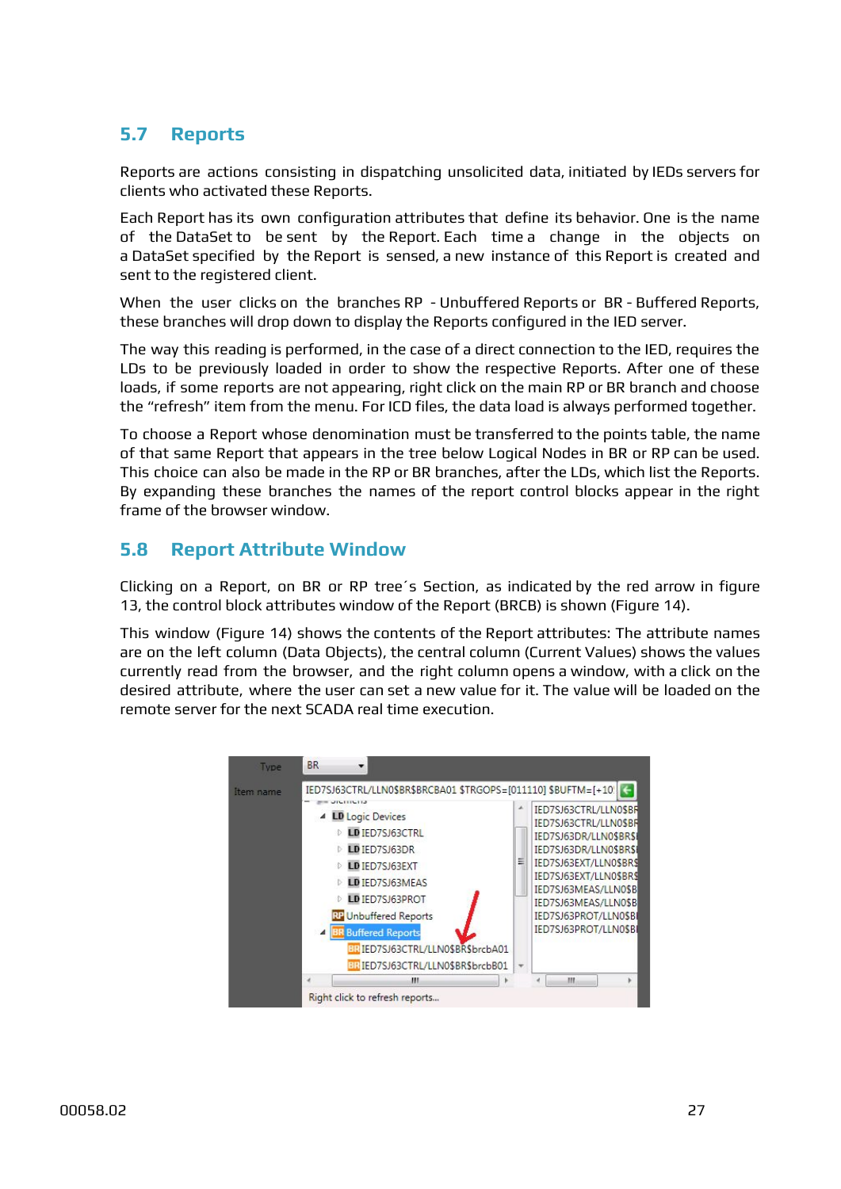## 5.7 Reports

Reports are actions consisting in dispatching unsolicited data, initiated by IEDs servers for clients who activated these Reports.

Each Report has its own configuration attributes that define its behavior. One is the name of the DataSet to be sent by the Report. Each time a change in the objects on a DataSet specified by the Report is sensed, a new instance of this Report is created and sent to the registered client.

When the user clicks on the branches RP - Unbuffered Reports or BR - Buffered Reports, these branches will drop down to display the Reports configured in the IED server.

The way this reading is performed, in the case of a direct connection to the IED, requires the LDs to be previously loaded in order to show the respective Reports. After one of these loads, if some reports are not appearing, right click on the main RP or BR branch and choose the "refresh" item from the menu. For ICD files, the data load is always performed together.

To choose a Report whose denomination must be transferred to the points table, the name of that same Report that appears in the tree below Logical Nodes in BR or RP can be used. This choice can also be made in the RP or BR branches, after the LDs, which list the Reports. By expanding these branches the names of the report control blocks appear in the right frame of the browser window.

## 5.8 Report Attribute Window

Clicking on a Report, on BR or RP tree´s Section, as indicated by the red arrow in figure 13, the control block attributes window of the Report (BRCB) is shown (Figure 14).

This window (Figure 14) shows the contents of the Report attributes: The attribute names are on the left column (Data Objects), the central column (Current Values) shows the values currently read from the browser, and the right column opens a window, with a click on the desired attribute, where the user can set a new value for it. The value will be loaded on the remote server for the next SCADA real time execution.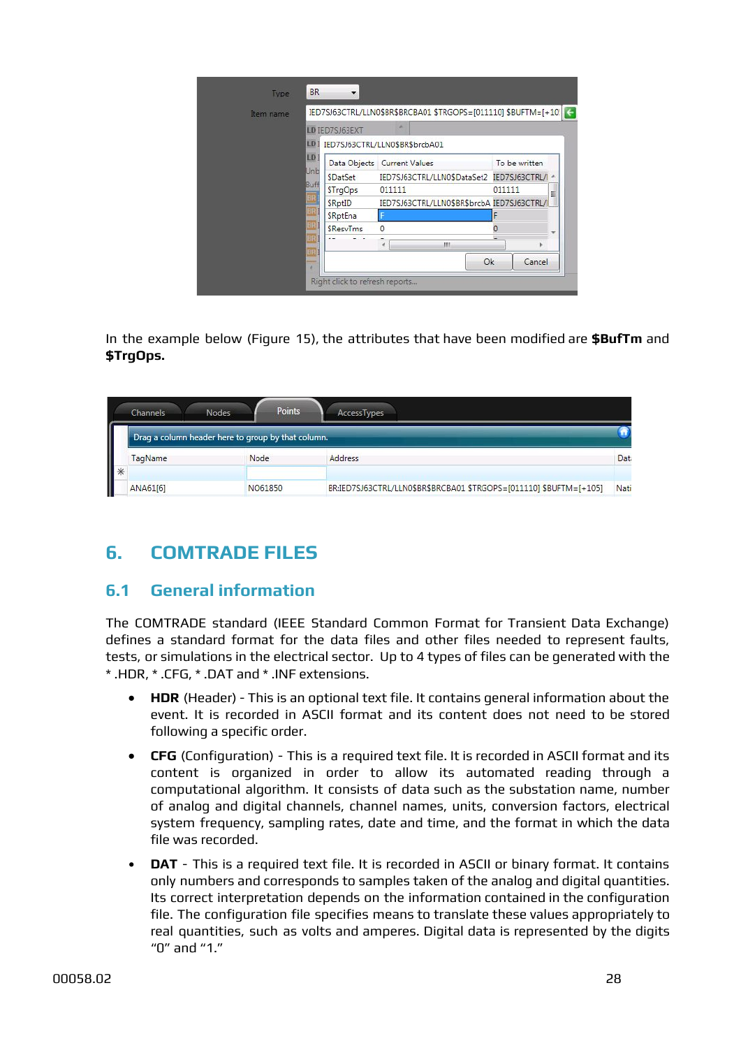In the example below (Figure 15), the attributes that have been modified are **$BufTm** and **$TrgOps.**

# 6. COMTRADE FILES

## 6.1 General information

The COMTRADE standard (IEEE Standard Common Format for Transient Data Exchange) defines a standard format for the data files and other files needed to represent faults, tests, or simulations in the electrical sector. Up to 4 types of files can be generated with the *.HDR, *.CFG, *.DAT and *.INF extensions.

- **HDR** (Header) - This is an optional text file. It contains general information about the event. It is recorded in ASCII format and its content does not need to be stored following a specific order.
- **CFG** (Configuration) - This is a required text file. It is recorded in ASCII format and its content is organized in order to allow its automated reading through a computational algorithm. It consists of data such as the substation name, number of analog and digital channels, channel names, units, conversion factors, electrical system frequency, sampling rates, date and time, and the format in which the data file was recorded.
- **DAT** - This is a required text file. It is recorded in ASCII or binary format. It contains only numbers and corresponds to samples taken of the analog and digital quantities. Its correct interpretation depends on the information contained in the configuration file. The configuration file specifies means to translate these values appropriately to real quantities, such as volts and amperes. Digital data is represented by the digits "0" and "1."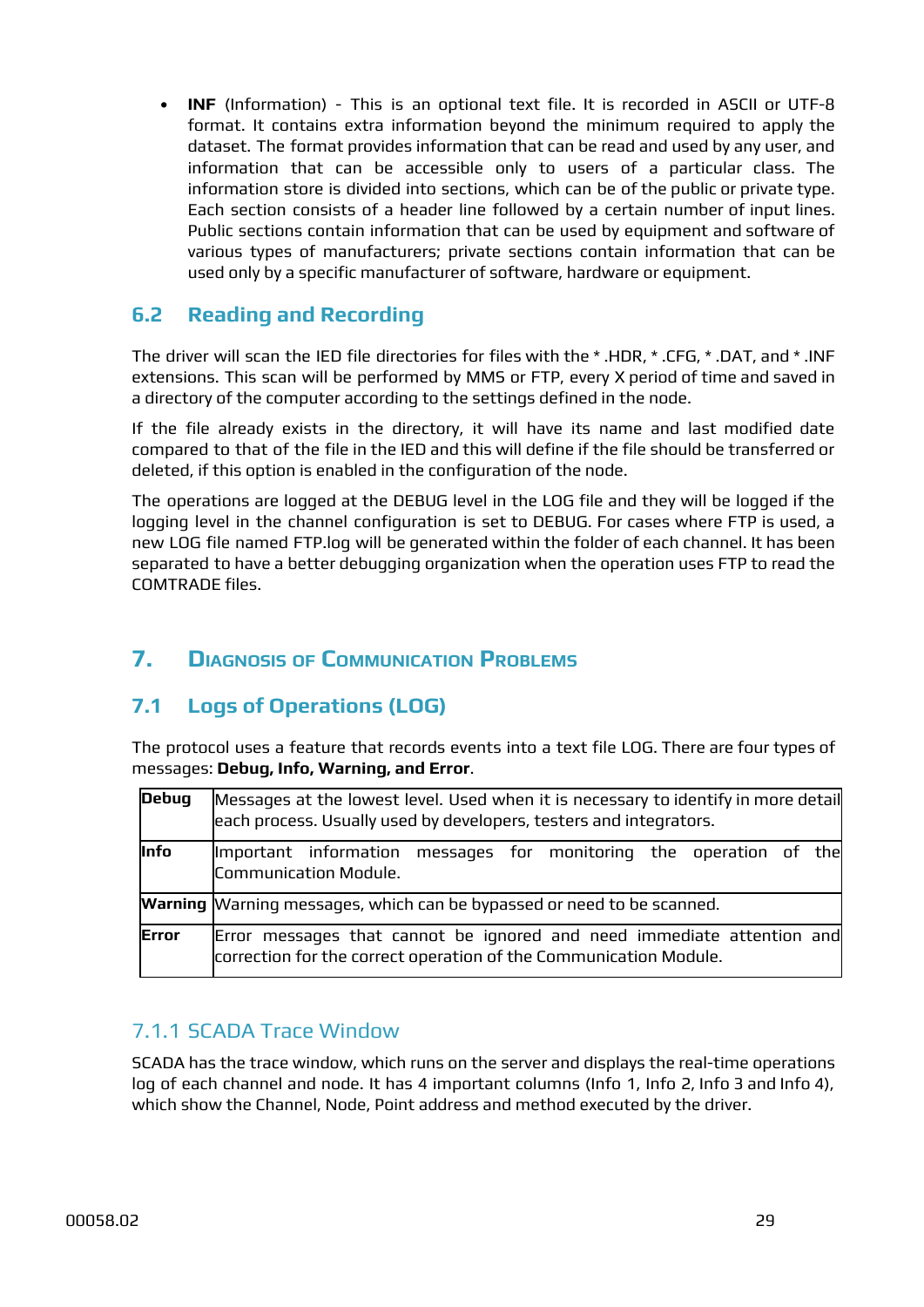- **INF** (Information) - This is an optional text file. It is recorded in ASCII or UTF-8 format. It contains extra information beyond the minimum required to apply the dataset. The format provides information that can be read and used by any user, and information that can be accessible only to users of a particular class. The information store is divided into sections, which can be of the public or private type. Each section consists of a header line followed by a certain number of input lines. Public sections contain information that can be used by equipment and software of various types of manufacturers; private sections contain information that can be used only by a specific manufacturer of software, hardware or equipment.

## 6.2 Reading and Recording

The driver will scan the IED file directories for files with the * .HDR, * .CFG, * .DAT, and * .INF extensions. This scan will be performed by MMS or FTP, every X period of time and saved in a directory of the computer according to the settings defined in the node.

If the file already exists in the directory, it will have its name and last modified date compared to that of the file in the IED and this will define if the file should be transferred or deleted, if this option is enabled in the configuration of the node.

The operations are logged at the DEBUG level in the LOG file and they will be logged if the logging level in the channel configuration is set to DEBUG. For cases where FTP is used, a new LOG file named FTP.log will be generated within the folder of each channel. It has been separated to have a better debugging organization when the operation uses FTP to read the COMTRADE files.

# 7. Diagnosis of Communication Problems

## 7.1 Logs of Operations (LOG)

The protocol uses a feature that records events into a text file LOG. There are four types of messages: **Debug, Info, Warning, and Error**.

| | |
|---|---|
| **Debug** | Messages at the lowest level. Used when it is necessary to identify in more detail each process. Usually used by developers, testers and integrators. |
| **Info** | Important information messages for monitoring the operation of the Communication Module. |
| **Warning** | Warning messages, which can be bypassed or need to be scanned. |
| **Error** | Error messages that cannot be ignored and need immediate attention and correction for the correct operation of the Communication Module. |

### 7.1.1 SCADA Trace Window

SCADA has the trace window, which runs on the server and displays the real-time operations log of each channel and node. It has 4 important columns (Info 1, Info 2, Info 3 and Info 4), which show the Channel, Node, Point address and method executed by the driver.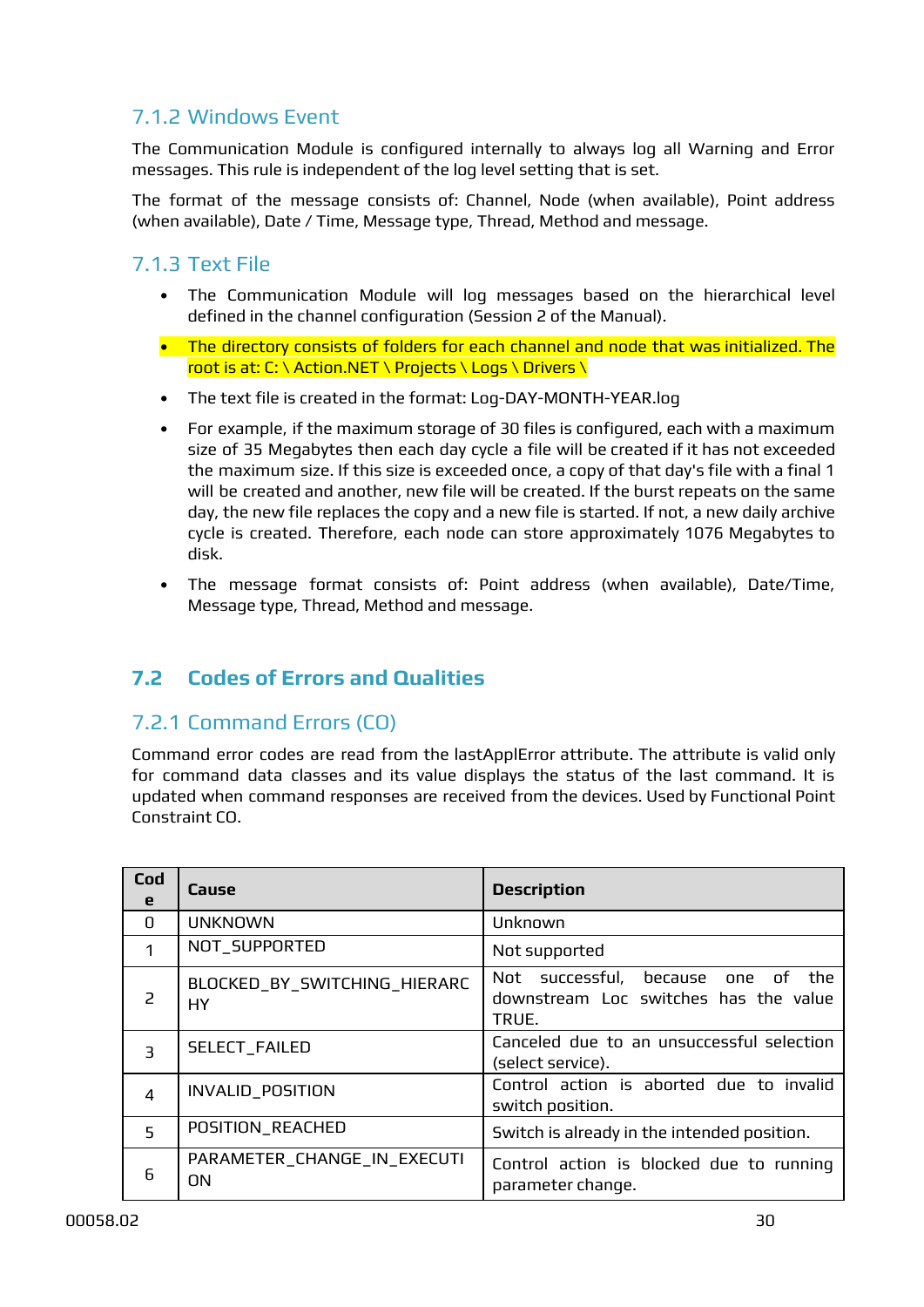### 7.1.2 Windows Event

The Communication Module is configured internally to always log all Warning and Error messages. This rule is independent of the log level setting that is set.

The format of the message consists of: Channel, Node (when available), Point address (when available), Date / Time, Message type, Thread, Method and message.

### 7.1.3 Text File

- The Communication Module will log messages based on the hierarchical level defined in the channel configuration (Session 2 of the Manual).
- The directory consists of folders for each channel and node that was initialized. The root is at: C: \ Action.NET \ Projects \ Logs \ Drivers \
- The text file is created in the format: Log-DAY-MONTH-YEAR.log
- For example, if the maximum storage of 30 files is configured, each with a maximum size of 35 Megabytes then each day cycle a file will be created if it has not exceeded the maximum size. If this size is exceeded once, a copy of that day's file with a final 1 will be created and another, new file will be created. If the burst repeats on the same day, the new file replaces the copy and a new file is started. If not, a new daily archive cycle is created. Therefore, each node can store approximately 1076 Megabytes to disk.
- The message format consists of: Point address (when available), Date/Time, Message type, Thread, Method and message.

## 7.2 Codes of Errors and Qualities

### 7.2.1 Command Errors (CO)

Command error codes are read from the lastApplError attribute. The attribute is valid only for command data classes and its value displays the status of the last command. It is updated when command responses are received from the devices. Used by Functional Point Constraint CO.

| Code | Cause | Description |
|---|---|---|
| 0 | UNKNOWN | Unknown |
| 1 | NOT_SUPPORTED | Not supported |
| 2 | BLOCKED_BY_SWITCHING_HIERARCHY | Not successful, because one of the downstream Loc switches has the value TRUE. |
| 3 | SELECT_FAILED | Canceled due to an unsuccessful selection (select service). |
| 4 | INVALID_POSITION | Control action is aborted due to invalid switch position. |
| 5 | POSITION_REACHED | Switch is already in the intended position. |
| 6 | PARAMETER_CHANGE_IN_EXECUTION | Control action is blocked due to running parameter change. |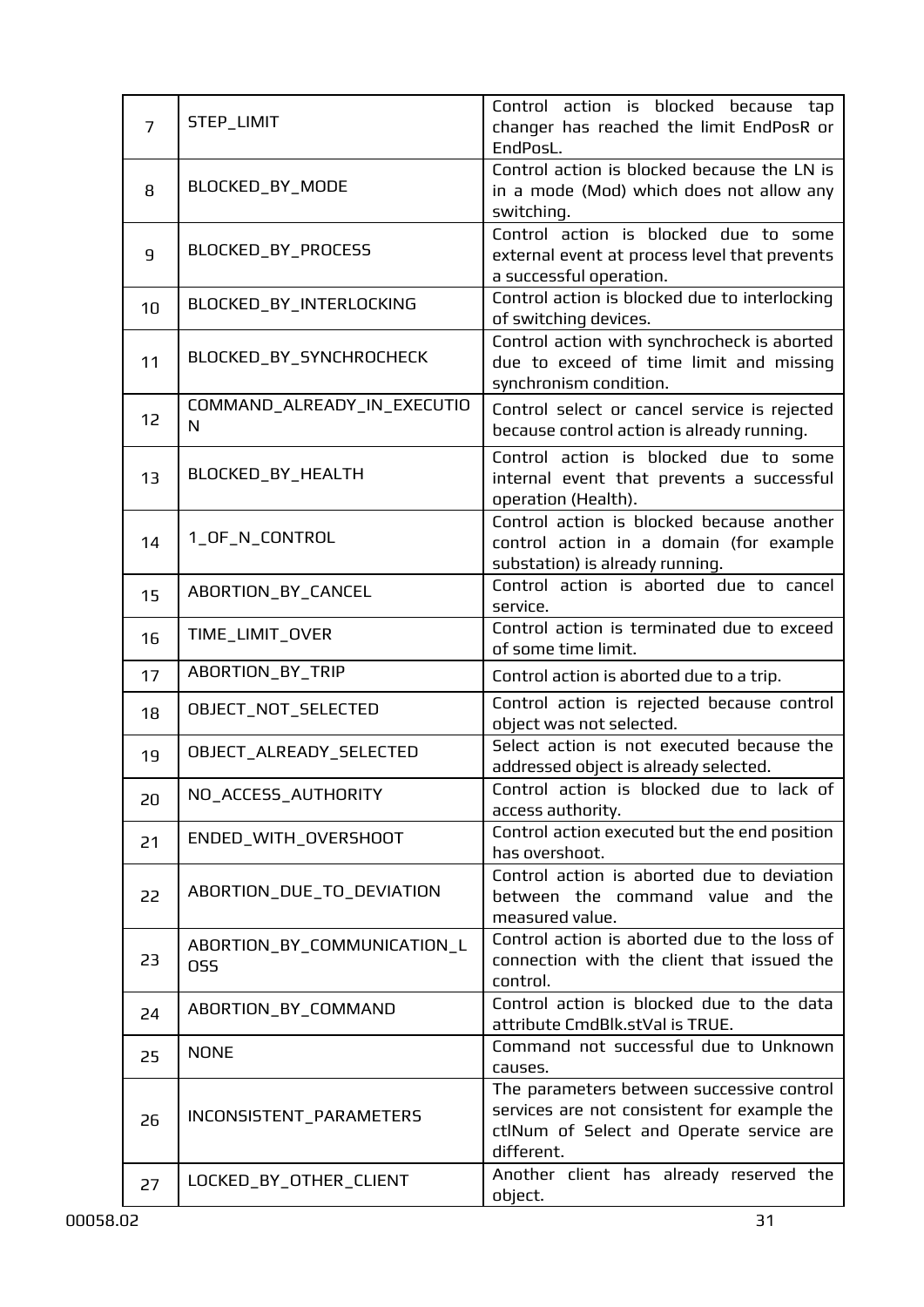| 7 | STEP_LIMIT | Control action is blocked because tap changer has reached the limit EndPosR or EndPosL. |
|---|---|---|
| 8 | BLOCKED_BY_MODE | Control action is blocked because the LN is in a mode (Mod) which does not allow any switching. |
| 9 | BLOCKED_BY_PROCESS | Control action is blocked due to some external event at process level that prevents a successful operation. |
| 10 | BLOCKED_BY_INTERLOCKING | Control action is blocked due to interlocking of switching devices. |
| 11 | BLOCKED_BY_SYNCHROCHECK | Control action with synchrocheck is aborted due to exceed of time limit and missing synchronism condition. |
| 12 | COMMAND_ALREADY_IN_EXECUTION | Control select or cancel service is rejected because control action is already running. |
| 13 | BLOCKED_BY_HEALTH | Control action is blocked due to some internal event that prevents a successful operation (Health). |
| 14 | 1_OF_N_CONTROL | Control action is blocked because another control action in a domain (for example substation) is already running. |
| 15 | ABORTION_BY_CANCEL | Control action is aborted due to cancel service. |
| 16 | TIME_LIMIT_OVER | Control action is terminated due to exceed of some time limit. |
| 17 | ABORTION_BY_TRIP | Control action is aborted due to a trip. |
| 18 | OBJECT_NOT_SELECTED | Control action is rejected because control object was not selected. |
| 19 | OBJECT_ALREADY_SELECTED | Select action is not executed because the addressed object is already selected. |
| 20 | NO_ACCESS_AUTHORITY | Control action is blocked due to lack of access authority. |
| 21 | ENDED_WITH_OVERSHOOT | Control action executed but the end position has overshoot. |
| 22 | ABORTION_DUE_TO_DEVIATION | Control action is aborted due to deviation between the command value and the measured value. |
| 23 | ABORTION_BY_COMMUNICATION_LOSS | Control action is aborted due to the loss of connection with the client that issued the control. |
| 24 | ABORTION_BY_COMMAND | Control action is blocked due to the data attribute CmdBlk.stVal is TRUE. |
| 25 | NONE | Command not successful due to Unknown causes. |
| 26 | INCONSISTENT_PARAMETERS | The parameters between successive control services are not consistent for example the ctlNum of Select and Operate service are different. |
| 27 | LOCKED_BY_OTHER_CLIENT | Another client has already reserved the object. |

00058.02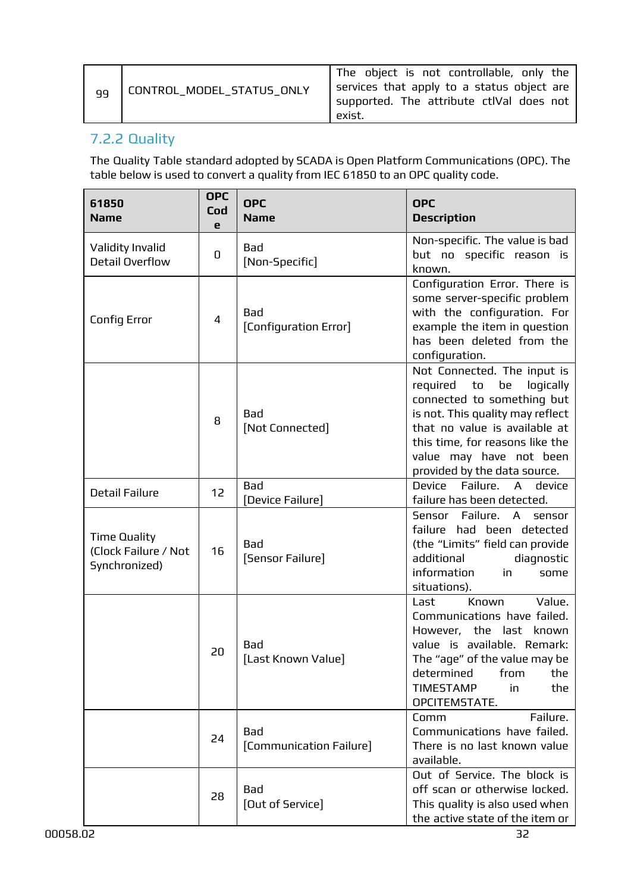| 99 | CONTROL_MODEL_STATUS_ONLY | The object is not controllable, only the services that apply to a status object are supported. The attribute ctlVal does not exist. |
|---|---|---|

### 7.2.2 Quality

The Quality Table standard adopted by SCADA is Open Platform Communications (OPC). The table below is used to convert a quality from IEC 61850 to an OPC quality code.

| 61850 Name | OPC Code | OPC Name | OPC Description |
|---|---|---|---|
| Validity Invalid Detail Overflow | 0 | Bad [Non-Specific] | Non-specific. The value is bad but no specific reason is known. |
| Config Error | 4 | Bad [Configuration Error] | Configuration Error. There is some server-specific problem with the configuration. For example the item in question has been deleted from the configuration. |
| | 8 | Bad [Not Connected] | Not Connected. The input is required to be logically connected to something but is not. This quality may reflect that no value is available at this time, for reasons like the value may have not been provided by the data source. |
| Detail Failure | 12 | Bad [Device Failure] | Device Failure. A device failure has been detected. |
| Time Quality (Clock Failure / Not Synchronized) | 16 | Bad [Sensor Failure] | Sensor Failure. A sensor failure had been detected (the “Limits” field can provide additional diagnostic information in some situations). |
| | 20 | Bad [Last Known Value] | Last Known Value. Communications have failed. However, the last known value is available. Remark: The “age” of the value may be determined from the TIMESTAMP in the OPCITEMSTATE. |
| | 24 | Bad [Communication Failure] | Comm Failure. Communications have failed. There is no last known value available. |
| | 28 | Bad [Out of Service] | Out of Service. The block is off scan or otherwise locked. This quality is also used when the active state of the item or |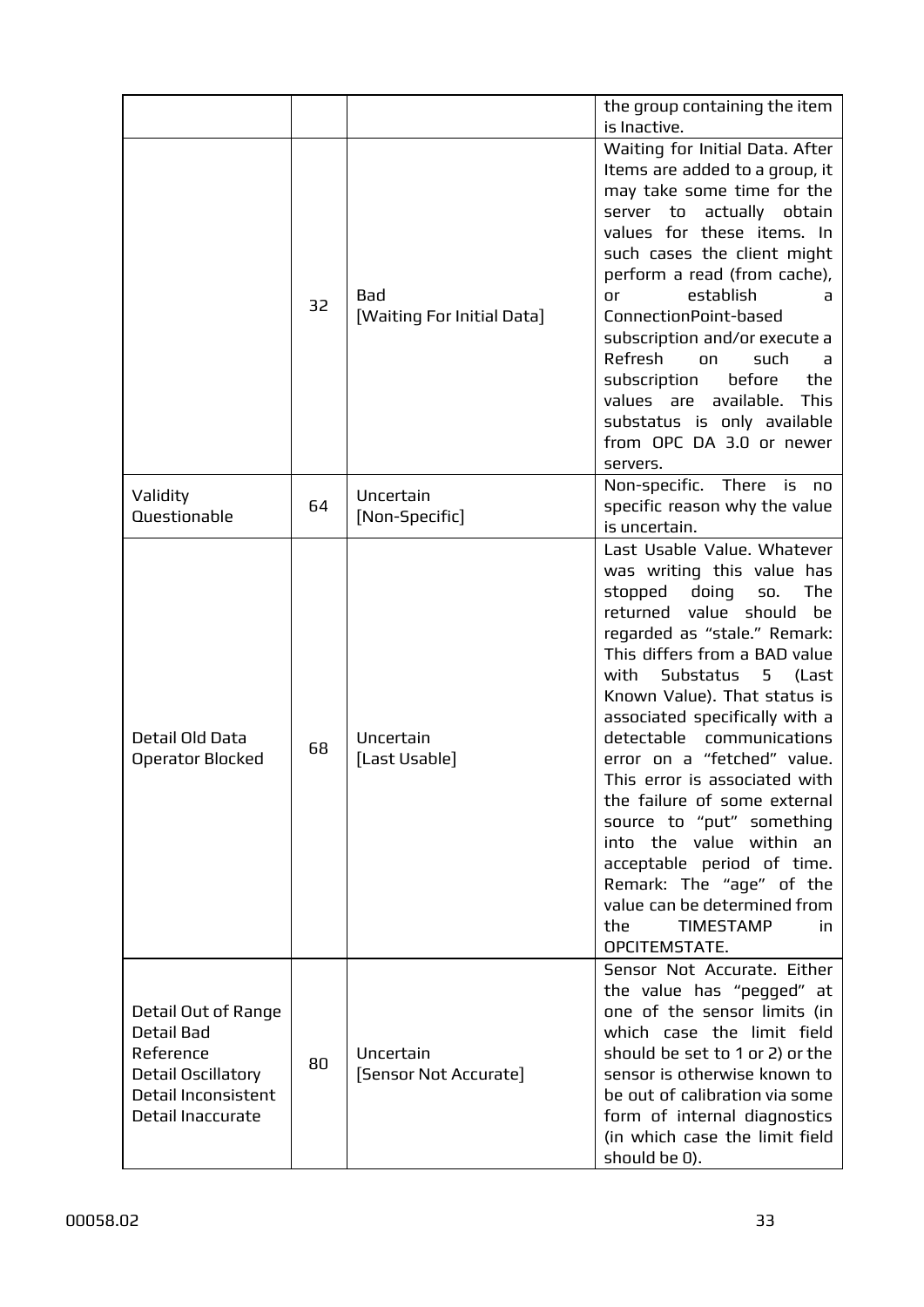| | | | |
|---|---|---|---|
| | | | the group containing the item is Inactive. |
| | 32 | Bad [Waiting For Initial Data] | Waiting for Initial Data. After Items are added to a group, it may take some time for the server to actually obtain values for these items. In such cases the client might perform a read (from cache), or establish a ConnectionPoint-based subscription and/or execute a Refresh on such a subscription before the values are available. This substatus is only available from OPC DA 3.0 or newer servers. |
| Validity Questionable | 64 | Uncertain [Non-Specific] | Non-specific. There is no specific reason why the value is uncertain. |
| Detail Old Data Operator Blocked | 68 | Uncertain [Last Usable] | Last Usable Value. Whatever was writing this value has stopped doing so. The returned value should be regarded as "stale." Remark: This differs from a BAD value with Substatus 5 (Last Known Value). That status is associated specifically with a detectable communications error on a "fetched" value. This error is associated with the failure of some external source to "put" something into the value within an acceptable period of time. Remark: The "age" of the value can be determined from the TIMESTAMP in OPCITEMSTATE. |
| Detail Out of Range Detail Bad Reference Detail Oscillatory Detail Inconsistent Detail Inaccurate | 80 | Uncertain [Sensor Not Accurate] | Sensor Not Accurate. Either the value has "pegged" at one of the sensor limits (in which case the limit field should be set to 1 or 2) or the sensor is otherwise known to be out of calibration via some form of internal diagnostics (in which case the limit field should be 0). |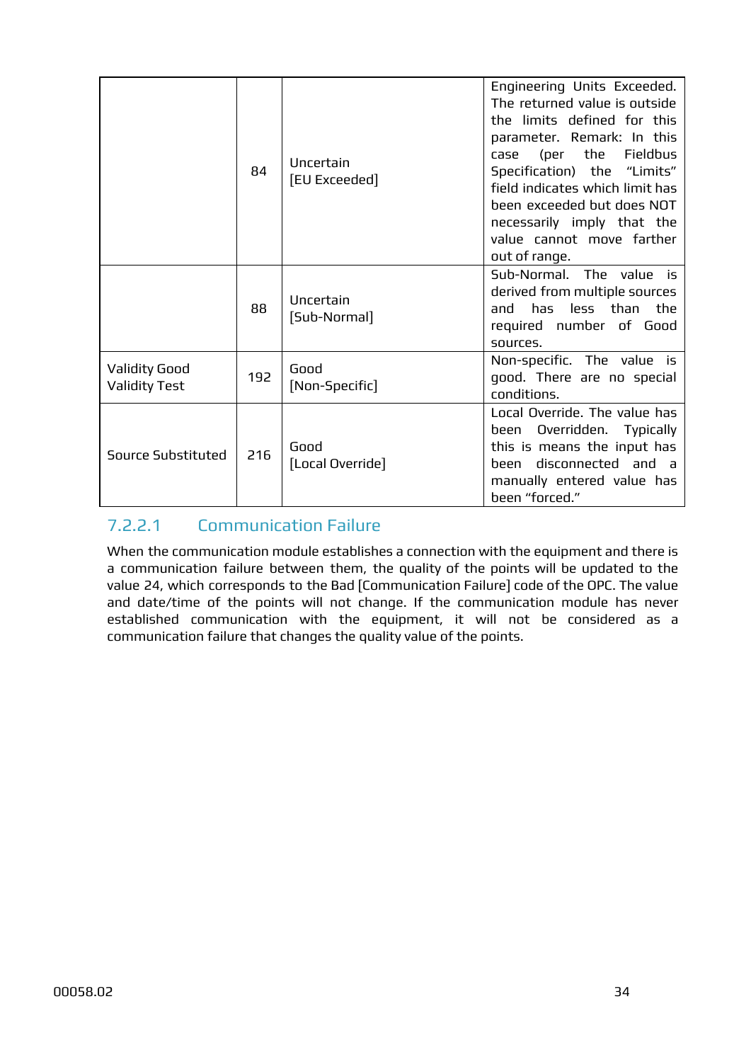| | | | |
|---|---|---|---|
| | 84 | Uncertain [EU Exceeded] | Engineering Units Exceeded. The returned value is outside the limits defined for this parameter. Remark: In this case (per the Fieldbus Specification) the "Limits" field indicates which limit has been exceeded but does NOT necessarily imply that the value cannot move farther out of range. |
| | 88 | Uncertain [Sub-Normal] | Sub-Normal. The value is derived from multiple sources and has less than the required number of Good sources. |
| Validity Good Validity Test | 192 | Good [Non-Specific] | Non-specific. The value is good. There are no special conditions. |
| Source Substituted | 216 | Good [Local Override] | Local Override. The value has been Overridden. Typically this is means the input has been disconnected and a manually entered value has been "forced." |

#### 7.2.2.1 Communication Failure

When the communication module establishes a connection with the equipment and there is a communication failure between them, the quality of the points will be updated to the value 24, which corresponds to the Bad [Communication Failure] code of the OPC. The value and date/time of the points will not change. If the communication module has never established communication with the equipment, it will not be considered as a communication failure that changes the quality value of the points.